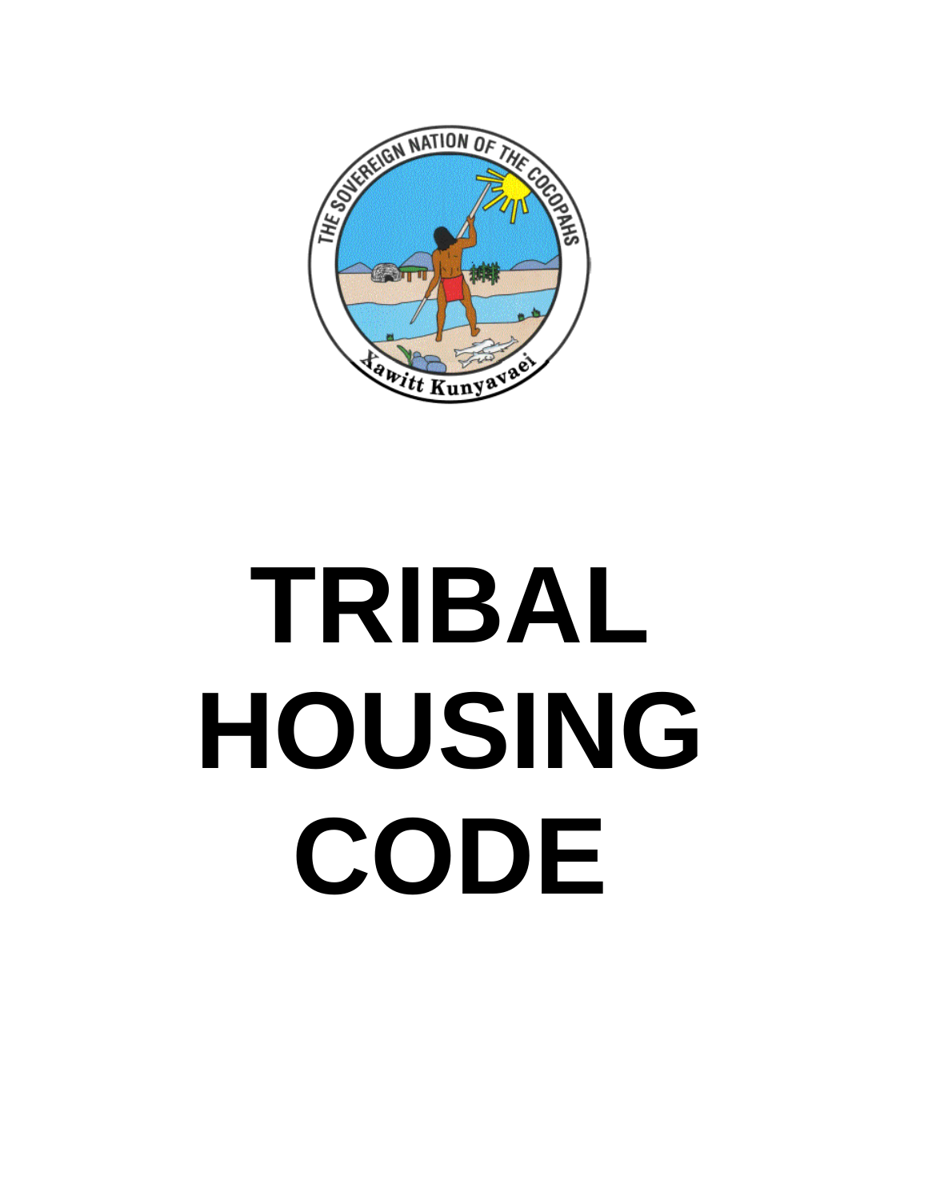THE SOVEREIGN NATION OF THE COCOPAHS

Xawitt Kunyavaei

# TRIBAL HOUSING CODE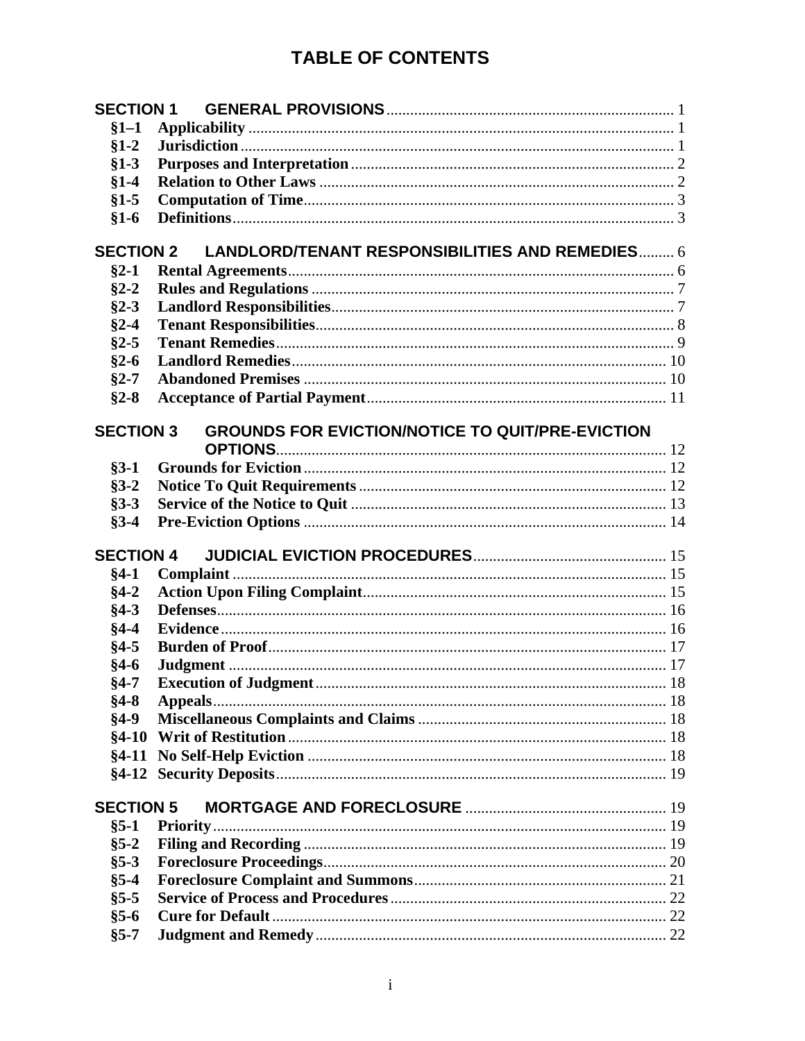# TABLE OF CONTENTS

**SECTION 1 GENERAL PROVISIONS** ........ 1
- §1–1 **Applicability** ........ 1
- §1-2 **Jurisdiction** ........ 1
- §1-3 **Purposes and Interpretation** ........ 2
- §1-4 **Relation to Other Laws** ........ 2
- §1-5 **Computation of Time** ........ 3
- §1-6 **Definitions** ........ 3

**SECTION 2 LANDLORD/TENANT RESPONSIBILITIES AND REMEDIES** ........ 6
- §2-1 **Rental Agreements** ........ 6
- §2-2 **Rules and Regulations** ........ 7
- §2-3 **Landlord Responsibilities** ........ 7
- §2-4 **Tenant Responsibilities** ........ 8
- §2-5 **Tenant Remedies** ........ 9
- §2-6 **Landlord Remedies** ........ 10
- §2-7 **Abandoned Premises** ........ 10
- §2-8 **Acceptance of Partial Payment** ........ 11

**SECTION 3 GROUNDS FOR EVICTION/NOTICE TO QUIT/PRE-EVICTION OPTIONS** ........ 12
- §3-1 **Grounds for Eviction** ........ 12
- §3-2 **Notice To Quit Requirements** ........ 12
- §3-3 **Service of the Notice to Quit** ........ 13
- §3-4 **Pre-Eviction Options** ........ 14

**SECTION 4 JUDICIAL EVICTION PROCEDURES** ........ 15
- §4-1 **Complaint** ........ 15
- §4-2 **Action Upon Filing Complaint** ........ 15
- §4-3 **Defenses** ........ 16
- §4-4 **Evidence** ........ 16
- §4-5 **Burden of Proof** ........ 17
- §4-6 **Judgment** ........ 17
- §4-7 **Execution of Judgment** ........ 18
- §4-8 **Appeals** ........ 18
- §4-9 **Miscellaneous Complaints and Claims** ........ 18
- §4-10 **Writ of Restitution** ........ 18
- §4-11 **No Self-Help Eviction** ........ 18
- §4-12 **Security Deposits** ........ 19

**SECTION 5 MORTGAGE AND FORECLOSURE** ........ 19
- §5-1 **Priority** ........ 19
- §5-2 **Filing and Recording** ........ 19
- §5-3 **Foreclosure Proceedings** ........ 20
- §5-4 **Foreclosure Complaint and Summons** ........ 21
- §5-5 **Service of Process and Procedures** ........ 22
- §5-6 **Cure for Default** ........ 22
- §5-7 **Judgment and Remedy** ........ 22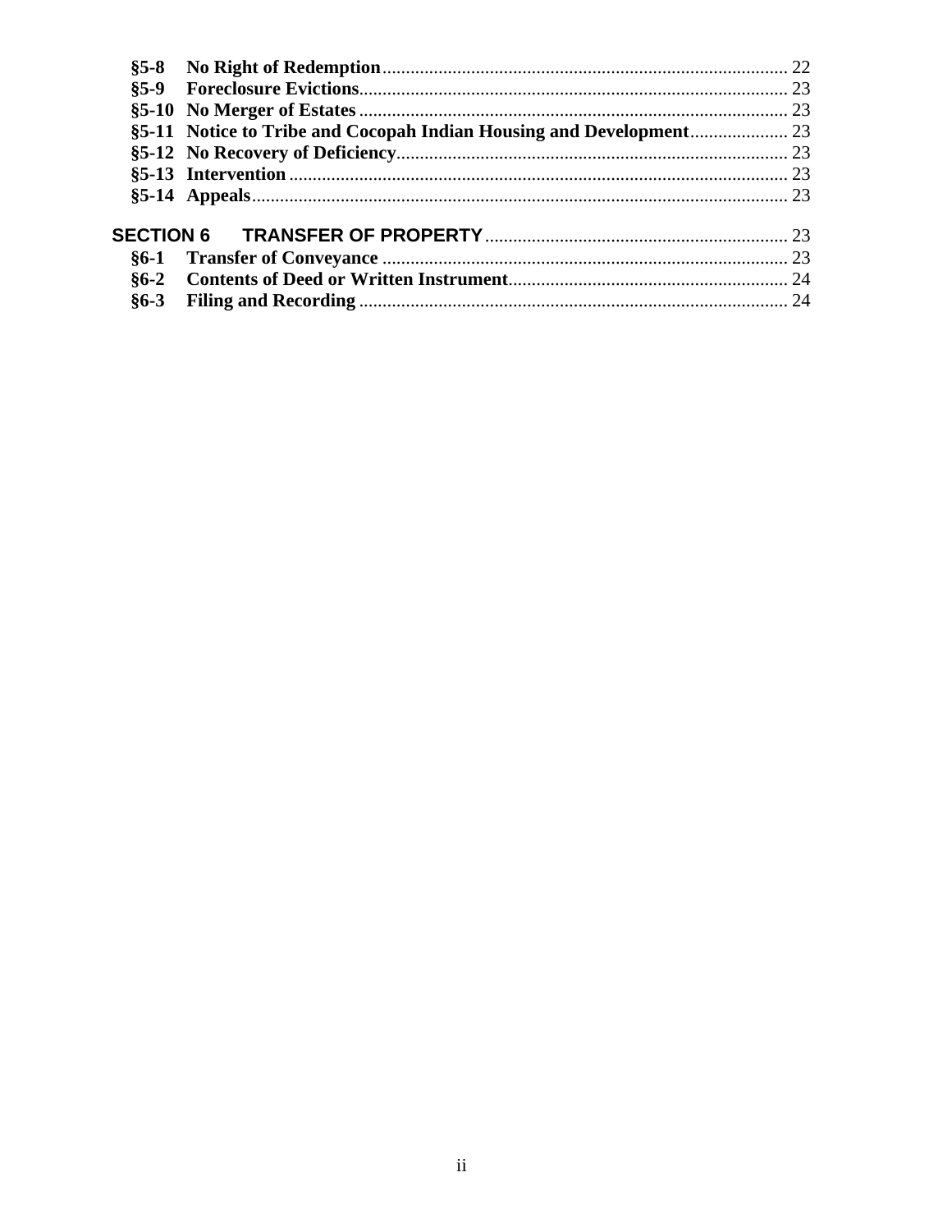**§5-8 No Right of Redemption** ...................................................................................... 22
**§5-9 Foreclosure Evictions** ........................................................................................... 23
**§5-10 No Merger of Estates** ........................................................................................... 23
**§5-11 Notice to Tribe and Cocopah Indian Housing and Development** ..................... 23
**§5-12 No Recovery of Deficiency** ................................................................................... 23
**§5-13 Intervention** ............................................................................................................ 23
**§5-14 Appeals** ................................................................................................................... 23

**SECTION 6 TRANSFER OF PROPERTY** ................................................................ 23
**§6-1 Transfer of Conveyance** ...................................................................................... 23
**§6-2 Contents of Deed or Written Instrument** ........................................................... 24
**§6-3 Filing and Recording** ........................................................................................... 24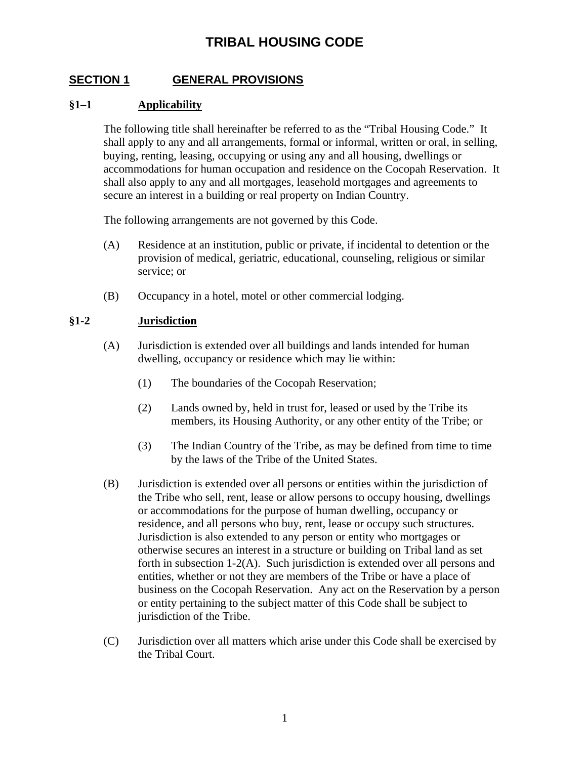# TRIBAL HOUSING CODE

## SECTION 1 GENERAL PROVISIONS

### §1–1 Applicability

The following title shall hereinafter be referred to as the "Tribal Housing Code." It shall apply to any and all arrangements, formal or informal, written or oral, in selling, buying, renting, leasing, occupying or using any and all housing, dwellings or accommodations for human occupation and residence on the Cocopah Reservation. It shall also apply to any and all mortgages, leasehold mortgages and agreements to secure an interest in a building or real property on Indian Country.

The following arrangements are not governed by this Code.

(A) Residence at an institution, public or private, if incidental to detention or the provision of medical, geriatric, educational, counseling, religious or similar service; or

(B) Occupancy in a hotel, motel or other commercial lodging.

### §1-2 Jurisdiction

(A) Jurisdiction is extended over all buildings and lands intended for human dwelling, occupancy or residence which may lie within:

(1) The boundaries of the Cocopah Reservation;

(2) Lands owned by, held in trust for, leased or used by the Tribe its members, its Housing Authority, or any other entity of the Tribe; or

(3) The Indian Country of the Tribe, as may be defined from time to time by the laws of the Tribe of the United States.

(B) Jurisdiction is extended over all persons or entities within the jurisdiction of the Tribe who sell, rent, lease or allow persons to occupy housing, dwellings or accommodations for the purpose of human dwelling, occupancy or residence, and all persons who buy, rent, lease or occupy such structures. Jurisdiction is also extended to any person or entity who mortgages or otherwise secures an interest in a structure or building on Tribal land as set forth in subsection 1-2(A). Such jurisdiction is extended over all persons and entities, whether or not they are members of the Tribe or have a place of business on the Cocopah Reservation. Any act on the Reservation by a person or entity pertaining to the subject matter of this Code shall be subject to jurisdiction of the Tribe.

(C) Jurisdiction over all matters which arise under this Code shall be exercised by the Tribal Court.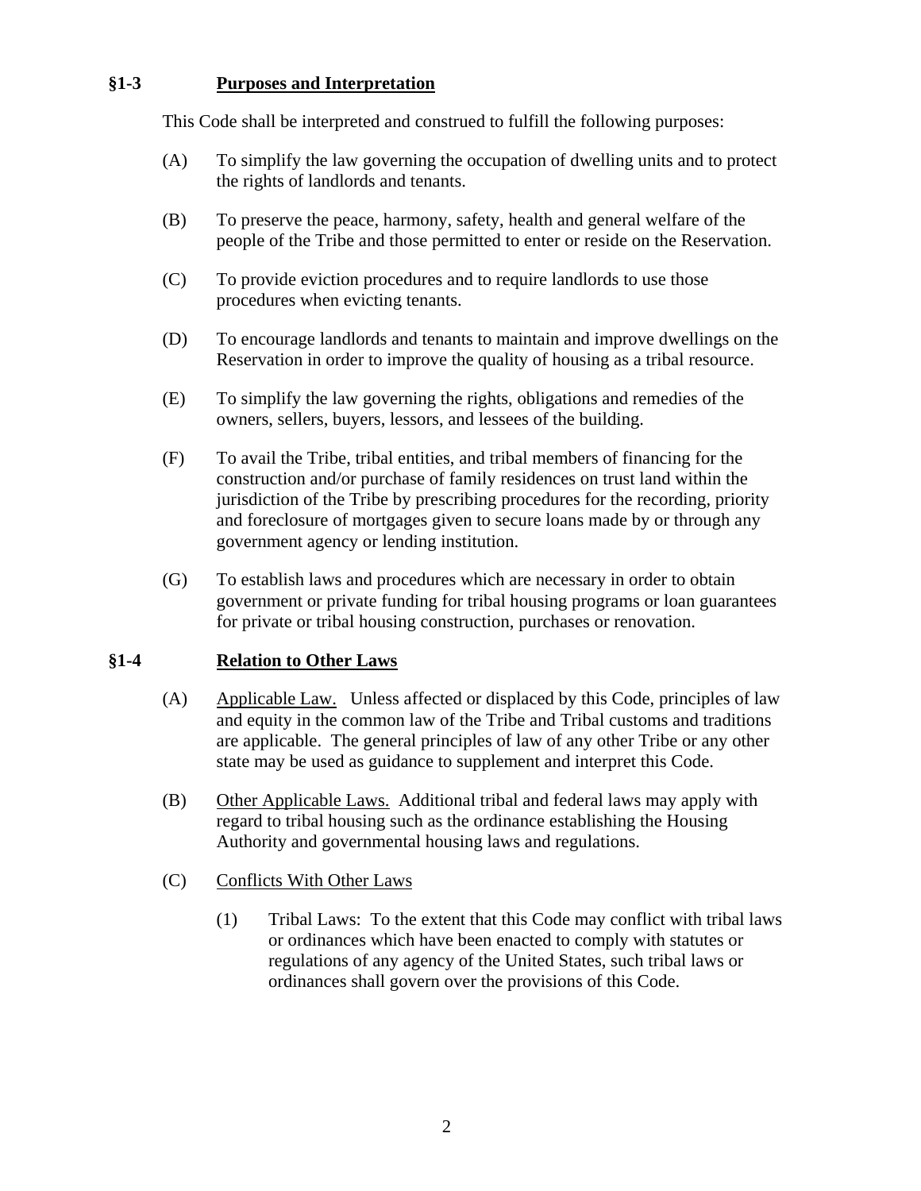## §1-3 Purposes and Interpretation

This Code shall be interpreted and construed to fulfill the following purposes:

(A) To simplify the law governing the occupation of dwelling units and to protect the rights of landlords and tenants.

(B) To preserve the peace, harmony, safety, health and general welfare of the people of the Tribe and those permitted to enter or reside on the Reservation.

(C) To provide eviction procedures and to require landlords to use those procedures when evicting tenants.

(D) To encourage landlords and tenants to maintain and improve dwellings on the Reservation in order to improve the quality of housing as a tribal resource.

(E) To simplify the law governing the rights, obligations and remedies of the owners, sellers, buyers, lessors, and lessees of the building.

(F) To avail the Tribe, tribal entities, and tribal members of financing for the construction and/or purchase of family residences on trust land within the jurisdiction of the Tribe by prescribing procedures for the recording, priority and foreclosure of mortgages given to secure loans made by or through any government agency or lending institution.

(G) To establish laws and procedures which are necessary in order to obtain government or private funding for tribal housing programs or loan guarantees for private or tribal housing construction, purchases or renovation.

## §1-4 Relation to Other Laws

(A) Applicable Law. Unless affected or displaced by this Code, principles of law and equity in the common law of the Tribe and Tribal customs and traditions are applicable. The general principles of law of any other Tribe or any other state may be used as guidance to supplement and interpret this Code.

(B) Other Applicable Laws. Additional tribal and federal laws may apply with regard to tribal housing such as the ordinance establishing the Housing Authority and governmental housing laws and regulations.

(C) Conflicts With Other Laws

(1) Tribal Laws: To the extent that this Code may conflict with tribal laws or ordinances which have been enacted to comply with statutes or regulations of any agency of the United States, such tribal laws or ordinances shall govern over the provisions of this Code.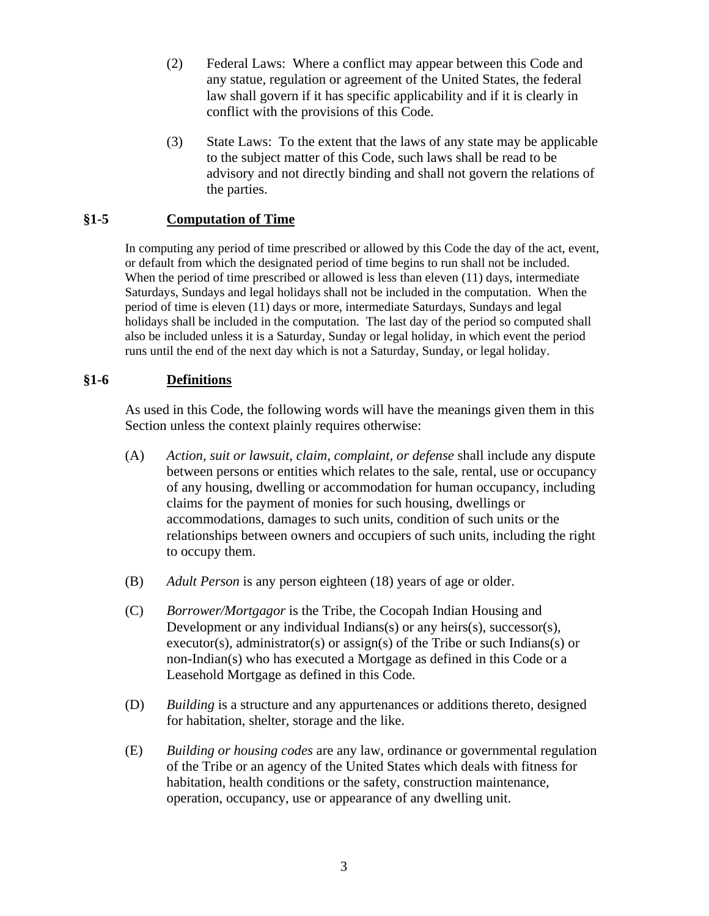(2) Federal Laws: Where a conflict may appear between this Code and any statue, regulation or agreement of the United States, the federal law shall govern if it has specific applicability and if it is clearly in conflict with the provisions of this Code.

(3) State Laws: To the extent that the laws of any state may be applicable to the subject matter of this Code, such laws shall be read to be advisory and not directly binding and shall not govern the relations of the parties.

## §1-5 Computation of Time

In computing any period of time prescribed or allowed by this Code the day of the act, event, or default from which the designated period of time begins to run shall not be included. When the period of time prescribed or allowed is less than eleven (11) days, intermediate Saturdays, Sundays and legal holidays shall not be included in the computation. When the period of time is eleven (11) days or more, intermediate Saturdays, Sundays and legal holidays shall be included in the computation. The last day of the period so computed shall also be included unless it is a Saturday, Sunday or legal holiday, in which event the period runs until the end of the next day which is not a Saturday, Sunday, or legal holiday.

## §1-6 Definitions

As used in this Code, the following words will have the meanings given them in this Section unless the context plainly requires otherwise:

(A) *Action, suit or lawsuit, claim, complaint, or defense* shall include any dispute between persons or entities which relates to the sale, rental, use or occupancy of any housing, dwelling or accommodation for human occupancy, including claims for the payment of monies for such housing, dwellings or accommodations, damages to such units, condition of such units or the relationships between owners and occupiers of such units, including the right to occupy them.

(B) *Adult Person* is any person eighteen (18) years of age or older.

(C) *Borrower/Mortgagor* is the Tribe, the Cocopah Indian Housing and Development or any individual Indians(s) or any heirs(s), successor(s), executor(s), administrator(s) or assign(s) of the Tribe or such Indians(s) or non-Indian(s) who has executed a Mortgage as defined in this Code or a Leasehold Mortgage as defined in this Code.

(D) *Building* is a structure and any appurtenances or additions thereto, designed for habitation, shelter, storage and the like.

(E) *Building or housing codes* are any law, ordinance or governmental regulation of the Tribe or an agency of the United States which deals with fitness for habitation, health conditions or the safety, construction maintenance, operation, occupancy, use or appearance of any dwelling unit.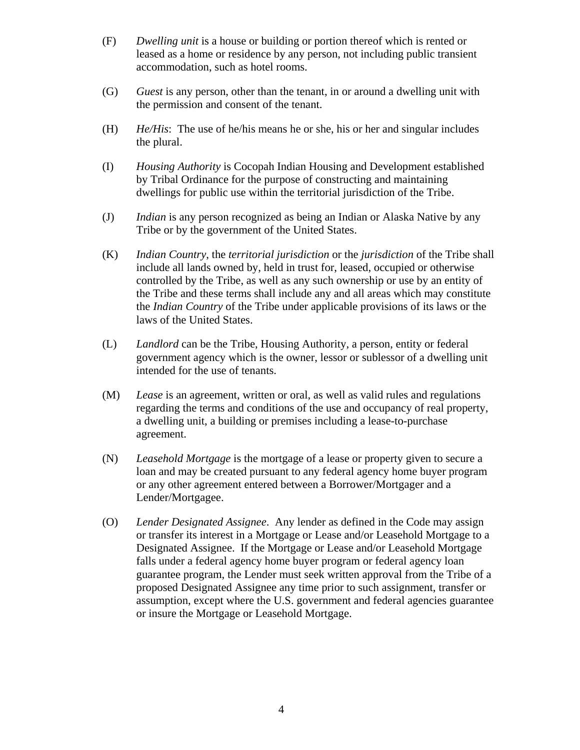(F) *Dwelling unit* is a house or building or portion thereof which is rented or leased as a home or residence by any person, not including public transient accommodation, such as hotel rooms.

(G) *Guest* is any person, other than the tenant, in or around a dwelling unit with the permission and consent of the tenant.

(H) *He/His*: The use of he/his means he or she, his or her and singular includes the plural.

(I) *Housing Authority* is Cocopah Indian Housing and Development established by Tribal Ordinance for the purpose of constructing and maintaining dwellings for public use within the territorial jurisdiction of the Tribe.

(J) *Indian* is any person recognized as being an Indian or Alaska Native by any Tribe or by the government of the United States.

(K) *Indian Country*, the *territorial jurisdiction* or the *jurisdiction* of the Tribe shall include all lands owned by, held in trust for, leased, occupied or otherwise controlled by the Tribe, as well as any such ownership or use by an entity of the Tribe and these terms shall include any and all areas which may constitute the *Indian Country* of the Tribe under applicable provisions of its laws or the laws of the United States.

(L) *Landlord* can be the Tribe, Housing Authority, a person, entity or federal government agency which is the owner, lessor or sublessor of a dwelling unit intended for the use of tenants.

(M) *Lease* is an agreement, written or oral, as well as valid rules and regulations regarding the terms and conditions of the use and occupancy of real property, a dwelling unit, a building or premises including a lease-to-purchase agreement.

(N) *Leasehold Mortgage* is the mortgage of a lease or property given to secure a loan and may be created pursuant to any federal agency home buyer program or any other agreement entered between a Borrower/Mortgager and a Lender/Mortgagee.

(O) *Lender Designated Assignee*. Any lender as defined in the Code may assign or transfer its interest in a Mortgage or Lease and/or Leasehold Mortgage to a Designated Assignee. If the Mortgage or Lease and/or Leasehold Mortgage falls under a federal agency home buyer program or federal agency loan guarantee program, the Lender must seek written approval from the Tribe of a proposed Designated Assignee any time prior to such assignment, transfer or assumption, except where the U.S. government and federal agencies guarantee or insure the Mortgage or Leasehold Mortgage.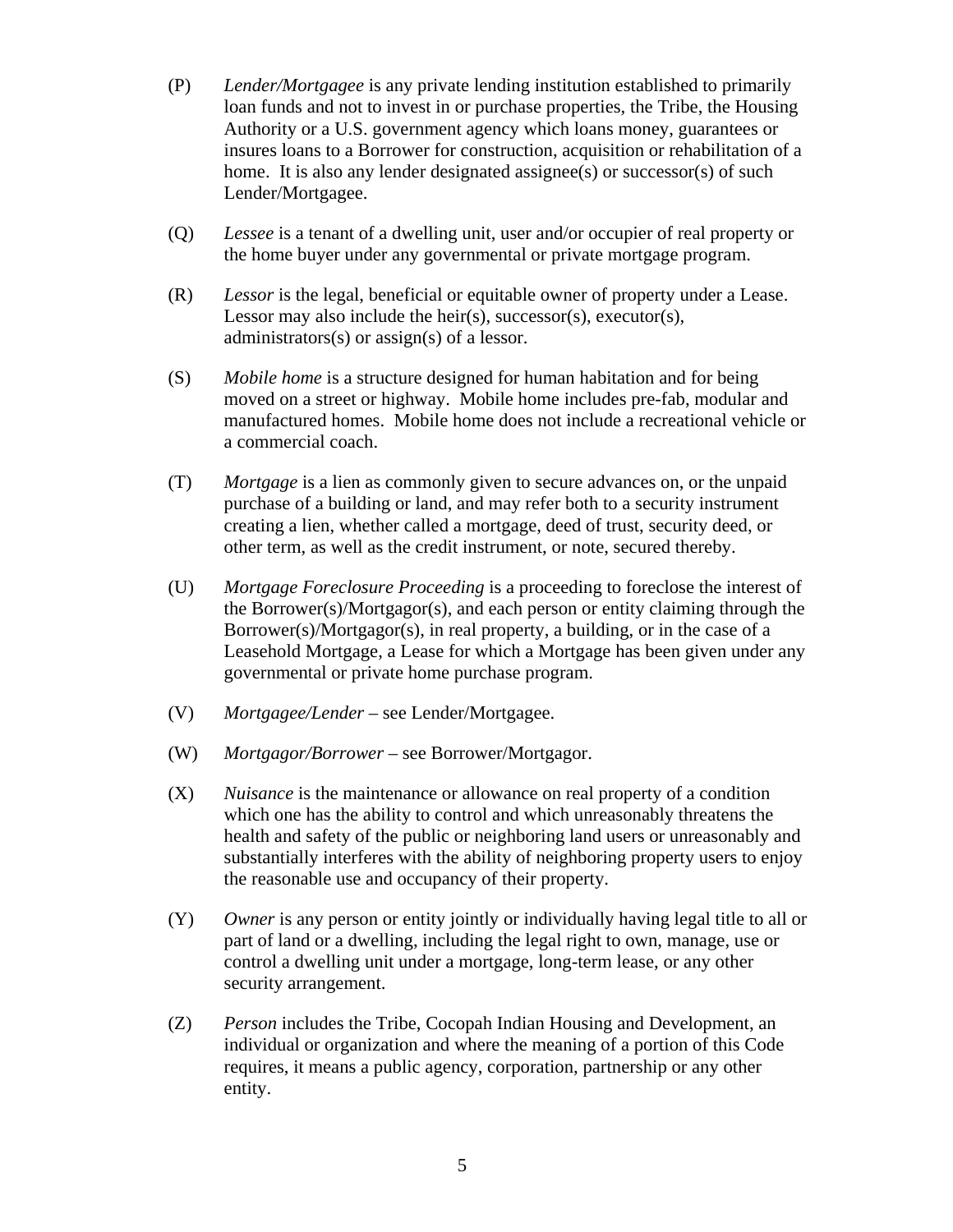(P) *Lender/Mortgagee* is any private lending institution established to primarily loan funds and not to invest in or purchase properties, the Tribe, the Housing Authority or a U.S. government agency which loans money, guarantees or insures loans to a Borrower for construction, acquisition or rehabilitation of a home. It is also any lender designated assignee(s) or successor(s) of such Lender/Mortgagee.

(Q) *Lessee* is a tenant of a dwelling unit, user and/or occupier of real property or the home buyer under any governmental or private mortgage program.

(R) *Lessor* is the legal, beneficial or equitable owner of property under a Lease. Lessor may also include the heir(s), successor(s), executor(s), administrators(s) or assign(s) of a lessor.

(S) *Mobile home* is a structure designed for human habitation and for being moved on a street or highway. Mobile home includes pre-fab, modular and manufactured homes. Mobile home does not include a recreational vehicle or a commercial coach.

(T) *Mortgage* is a lien as commonly given to secure advances on, or the unpaid purchase of a building or land, and may refer both to a security instrument creating a lien, whether called a mortgage, deed of trust, security deed, or other term, as well as the credit instrument, or note, secured thereby.

(U) *Mortgage Foreclosure Proceeding* is a proceeding to foreclose the interest of the Borrower(s)/Mortgagor(s), and each person or entity claiming through the Borrower(s)/Mortgagor(s), in real property, a building, or in the case of a Leasehold Mortgage, a Lease for which a Mortgage has been given under any governmental or private home purchase program.

(V) *Mortgagee/Lender* – see Lender/Mortgagee.

(W) *Mortgagor/Borrower* – see Borrower/Mortgagor.

(X) *Nuisance* is the maintenance or allowance on real property of a condition which one has the ability to control and which unreasonably threatens the health and safety of the public or neighboring land users or unreasonably and substantially interferes with the ability of neighboring property users to enjoy the reasonable use and occupancy of their property.

(Y) *Owner* is any person or entity jointly or individually having legal title to all or part of land or a dwelling, including the legal right to own, manage, use or control a dwelling unit under a mortgage, long-term lease, or any other security arrangement.

(Z) *Person* includes the Tribe, Cocopah Indian Housing and Development, an individual or organization and where the meaning of a portion of this Code requires, it means a public agency, corporation, partnership or any other entity.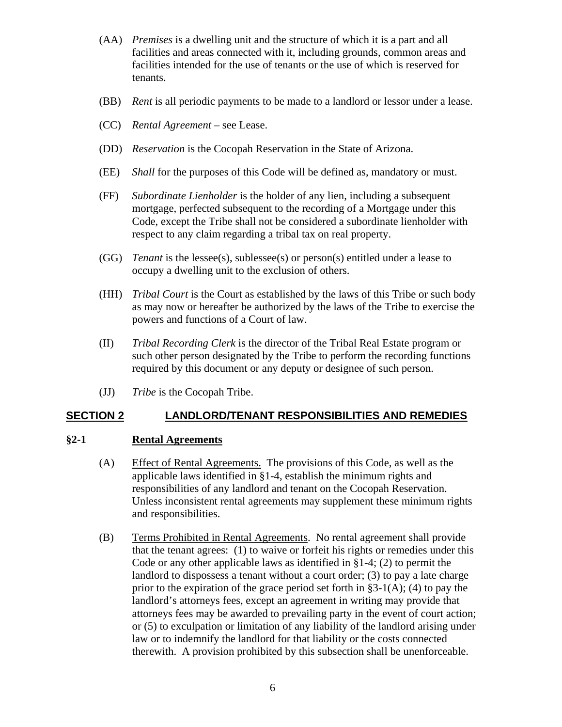(AA) *Premises* is a dwelling unit and the structure of which it is a part and all facilities and areas connected with it, including grounds, common areas and facilities intended for the use of tenants or the use of which is reserved for tenants.

(BB) *Rent* is all periodic payments to be made to a landlord or lessor under a lease.

(CC) *Rental Agreement* – see Lease.

(DD) *Reservation* is the Cocopah Reservation in the State of Arizona.

(EE) *Shall* for the purposes of this Code will be defined as, mandatory or must.

(FF) *Subordinate Lienholder* is the holder of any lien, including a subsequent mortgage, perfected subsequent to the recording of a Mortgage under this Code, except the Tribe shall not be considered a subordinate lienholder with respect to any claim regarding a tribal tax on real property.

(GG) *Tenant* is the lessee(s), sublessee(s) or person(s) entitled under a lease to occupy a dwelling unit to the exclusion of others.

(HH) *Tribal Court* is the Court as established by the laws of this Tribe or such body as may now or hereafter be authorized by the laws of the Tribe to exercise the powers and functions of a Court of law.

(II) *Tribal Recording Clerk* is the director of the Tribal Real Estate program or such other person designated by the Tribe to perform the recording functions required by this document or any deputy or designee of such person.

(JJ) *Tribe* is the Cocopah Tribe.

## SECTION 2 LANDLORD/TENANT RESPONSIBILITIES AND REMEDIES

### §2-1 Rental Agreements

(A) Effect of Rental Agreements. The provisions of this Code, as well as the applicable laws identified in §1-4, establish the minimum rights and responsibilities of any landlord and tenant on the Cocopah Reservation. Unless inconsistent rental agreements may supplement these minimum rights and responsibilities.

(B) Terms Prohibited in Rental Agreements. No rental agreement shall provide that the tenant agrees: (1) to waive or forfeit his rights or remedies under this Code or any other applicable laws as identified in §1-4; (2) to permit the landlord to dispossess a tenant without a court order; (3) to pay a late charge prior to the expiration of the grace period set forth in §3-1(A); (4) to pay the landlord's attorneys fees, except an agreement in writing may provide that attorneys fees may be awarded to prevailing party in the event of court action; or (5) to exculpation or limitation of any liability of the landlord arising under law or to indemnify the landlord for that liability or the costs connected therewith. A provision prohibited by this subsection shall be unenforceable.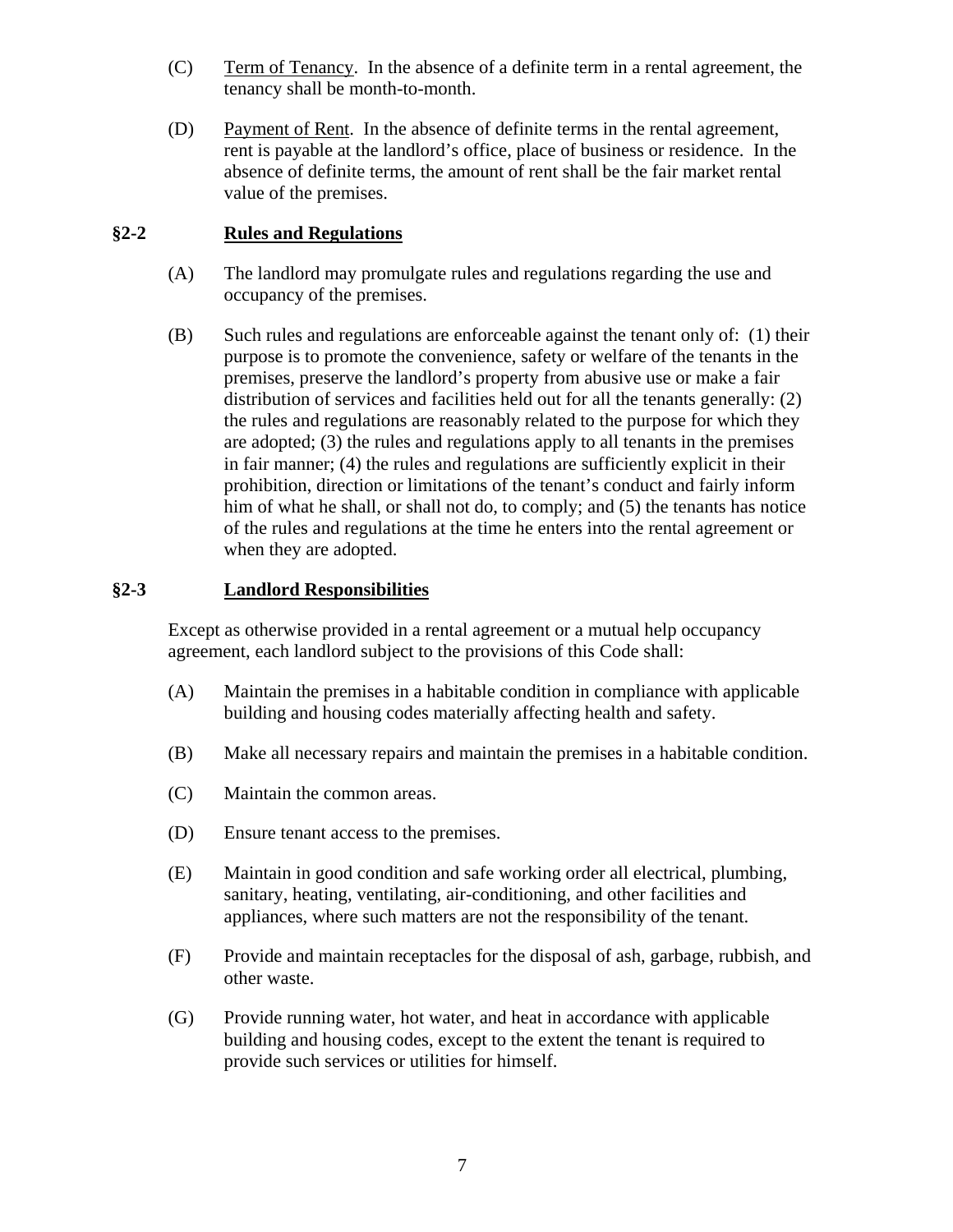(C) Term of Tenancy. In the absence of a definite term in a rental agreement, the tenancy shall be month-to-month.

(D) Payment of Rent. In the absence of definite terms in the rental agreement, rent is payable at the landlord's office, place of business or residence. In the absence of definite terms, the amount of rent shall be the fair market rental value of the premises.

## §2-2 Rules and Regulations

(A) The landlord may promulgate rules and regulations regarding the use and occupancy of the premises.

(B) Such rules and regulations are enforceable against the tenant only of: (1) their purpose is to promote the convenience, safety or welfare of the tenants in the premises, preserve the landlord's property from abusive use or make a fair distribution of services and facilities held out for all the tenants generally: (2) the rules and regulations are reasonably related to the purpose for which they are adopted; (3) the rules and regulations apply to all tenants in the premises in fair manner; (4) the rules and regulations are sufficiently explicit in their prohibition, direction or limitations of the tenant's conduct and fairly inform him of what he shall, or shall not do, to comply; and (5) the tenants has notice of the rules and regulations at the time he enters into the rental agreement or when they are adopted.

## §2-3 Landlord Responsibilities

Except as otherwise provided in a rental agreement or a mutual help occupancy agreement, each landlord subject to the provisions of this Code shall:

(A) Maintain the premises in a habitable condition in compliance with applicable building and housing codes materially affecting health and safety.

(B) Make all necessary repairs and maintain the premises in a habitable condition.

(C) Maintain the common areas.

(D) Ensure tenant access to the premises.

(E) Maintain in good condition and safe working order all electrical, plumbing, sanitary, heating, ventilating, air-conditioning, and other facilities and appliances, where such matters are not the responsibility of the tenant.

(F) Provide and maintain receptacles for the disposal of ash, garbage, rubbish, and other waste.

(G) Provide running water, hot water, and heat in accordance with applicable building and housing codes, except to the extent the tenant is required to provide such services or utilities for himself.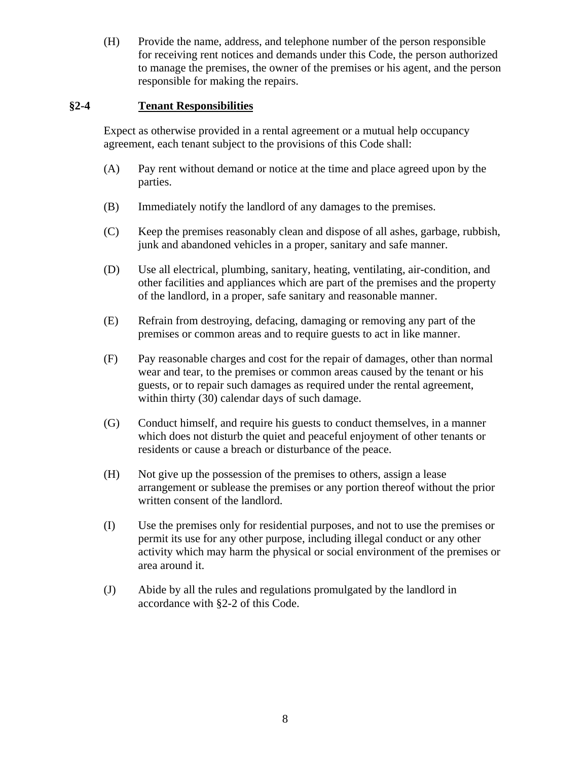(H) Provide the name, address, and telephone number of the person responsible for receiving rent notices and demands under this Code, the person authorized to manage the premises, the owner of the premises or his agent, and the person responsible for making the repairs.

## §2-4 Tenant Responsibilities

Expect as otherwise provided in a rental agreement or a mutual help occupancy agreement, each tenant subject to the provisions of this Code shall:

(A) Pay rent without demand or notice at the time and place agreed upon by the parties.

(B) Immediately notify the landlord of any damages to the premises.

(C) Keep the premises reasonably clean and dispose of all ashes, garbage, rubbish, junk and abandoned vehicles in a proper, sanitary and safe manner.

(D) Use all electrical, plumbing, sanitary, heating, ventilating, air-condition, and other facilities and appliances which are part of the premises and the property of the landlord, in a proper, safe sanitary and reasonable manner.

(E) Refrain from destroying, defacing, damaging or removing any part of the premises or common areas and to require guests to act in like manner.

(F) Pay reasonable charges and cost for the repair of damages, other than normal wear and tear, to the premises or common areas caused by the tenant or his guests, or to repair such damages as required under the rental agreement, within thirty (30) calendar days of such damage.

(G) Conduct himself, and require his guests to conduct themselves, in a manner which does not disturb the quiet and peaceful enjoyment of other tenants or residents or cause a breach or disturbance of the peace.

(H) Not give up the possession of the premises to others, assign a lease arrangement or sublease the premises or any portion thereof without the prior written consent of the landlord.

(I) Use the premises only for residential purposes, and not to use the premises or permit its use for any other purpose, including illegal conduct or any other activity which may harm the physical or social environment of the premises or area around it.

(J) Abide by all the rules and regulations promulgated by the landlord in accordance with §2-2 of this Code.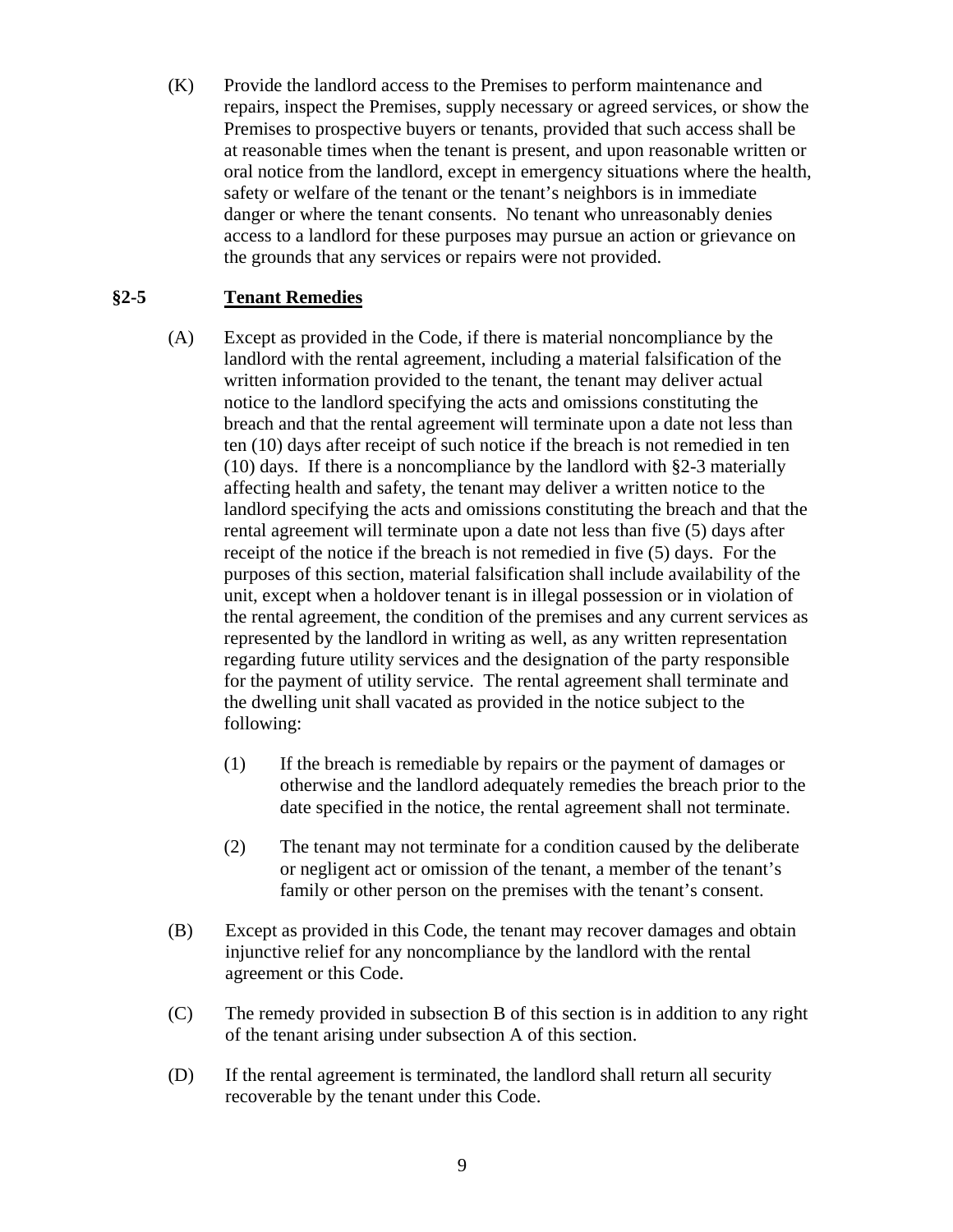(K) Provide the landlord access to the Premises to perform maintenance and repairs, inspect the Premises, supply necessary or agreed services, or show the Premises to prospective buyers or tenants, provided that such access shall be at reasonable times when the tenant is present, and upon reasonable written or oral notice from the landlord, except in emergency situations where the health, safety or welfare of the tenant or the tenant's neighbors is in immediate danger or where the tenant consents. No tenant who unreasonably denies access to a landlord for these purposes may pursue an action or grievance on the grounds that any services or repairs were not provided.

## §2-5 **Tenant Remedies**

(A) Except as provided in the Code, if there is material noncompliance by the landlord with the rental agreement, including a material falsification of the written information provided to the tenant, the tenant may deliver actual notice to the landlord specifying the acts and omissions constituting the breach and that the rental agreement will terminate upon a date not less than ten (10) days after receipt of such notice if the breach is not remedied in ten (10) days. If there is a noncompliance by the landlord with §2-3 materially affecting health and safety, the tenant may deliver a written notice to the landlord specifying the acts and omissions constituting the breach and that the rental agreement will terminate upon a date not less than five (5) days after receipt of the notice if the breach is not remedied in five (5) days. For the purposes of this section, material falsification shall include availability of the unit, except when a holdover tenant is in illegal possession or in violation of the rental agreement, the condition of the premises and any current services as represented by the landlord in writing as well, as any written representation regarding future utility services and the designation of the party responsible for the payment of utility service. The rental agreement shall terminate and the dwelling unit shall vacated as provided in the notice subject to the following:

(1) If the breach is remediable by repairs or the payment of damages or otherwise and the landlord adequately remedies the breach prior to the date specified in the notice, the rental agreement shall not terminate.

(2) The tenant may not terminate for a condition caused by the deliberate or negligent act or omission of the tenant, a member of the tenant's family or other person on the premises with the tenant's consent.

(B) Except as provided in this Code, the tenant may recover damages and obtain injunctive relief for any noncompliance by the landlord with the rental agreement or this Code.

(C) The remedy provided in subsection B of this section is in addition to any right of the tenant arising under subsection A of this section.

(D) If the rental agreement is terminated, the landlord shall return all security recoverable by the tenant under this Code.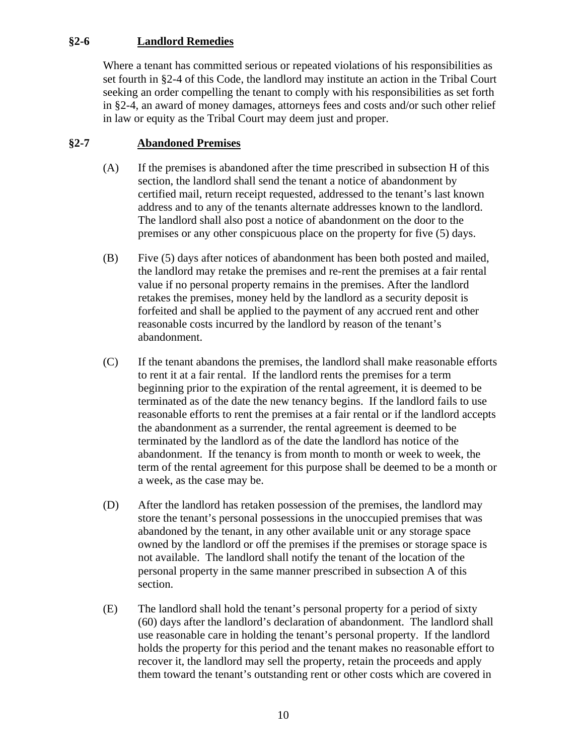### §2-6 Landlord Remedies

Where a tenant has committed serious or repeated violations of his responsibilities as set fourth in §2-4 of this Code, the landlord may institute an action in the Tribal Court seeking an order compelling the tenant to comply with his responsibilities as set forth in §2-4, an award of money damages, attorneys fees and costs and/or such other relief in law or equity as the Tribal Court may deem just and proper.

### §2-7 Abandoned Premises

(A) If the premises is abandoned after the time prescribed in subsection H of this section, the landlord shall send the tenant a notice of abandonment by certified mail, return receipt requested, addressed to the tenant's last known address and to any of the tenants alternate addresses known to the landlord. The landlord shall also post a notice of abandonment on the door to the premises or any other conspicuous place on the property for five (5) days.

(B) Five (5) days after notices of abandonment has been both posted and mailed, the landlord may retake the premises and re-rent the premises at a fair rental value if no personal property remains in the premises. After the landlord retakes the premises, money held by the landlord as a security deposit is forfeited and shall be applied to the payment of any accrued rent and other reasonable costs incurred by the landlord by reason of the tenant's abandonment.

(C) If the tenant abandons the premises, the landlord shall make reasonable efforts to rent it at a fair rental. If the landlord rents the premises for a term beginning prior to the expiration of the rental agreement, it is deemed to be terminated as of the date the new tenancy begins. If the landlord fails to use reasonable efforts to rent the premises at a fair rental or if the landlord accepts the abandonment as a surrender, the rental agreement is deemed to be terminated by the landlord as of the date the landlord has notice of the abandonment. If the tenancy is from month to month or week to week, the term of the rental agreement for this purpose shall be deemed to be a month or a week, as the case may be.

(D) After the landlord has retaken possession of the premises, the landlord may store the tenant's personal possessions in the unoccupied premises that was abandoned by the tenant, in any other available unit or any storage space owned by the landlord or off the premises if the premises or storage space is not available. The landlord shall notify the tenant of the location of the personal property in the same manner prescribed in subsection A of this section.

(E) The landlord shall hold the tenant's personal property for a period of sixty (60) days after the landlord's declaration of abandonment. The landlord shall use reasonable care in holding the tenant's personal property. If the landlord holds the property for this period and the tenant makes no reasonable effort to recover it, the landlord may sell the property, retain the proceeds and apply them toward the tenant's outstanding rent or other costs which are covered in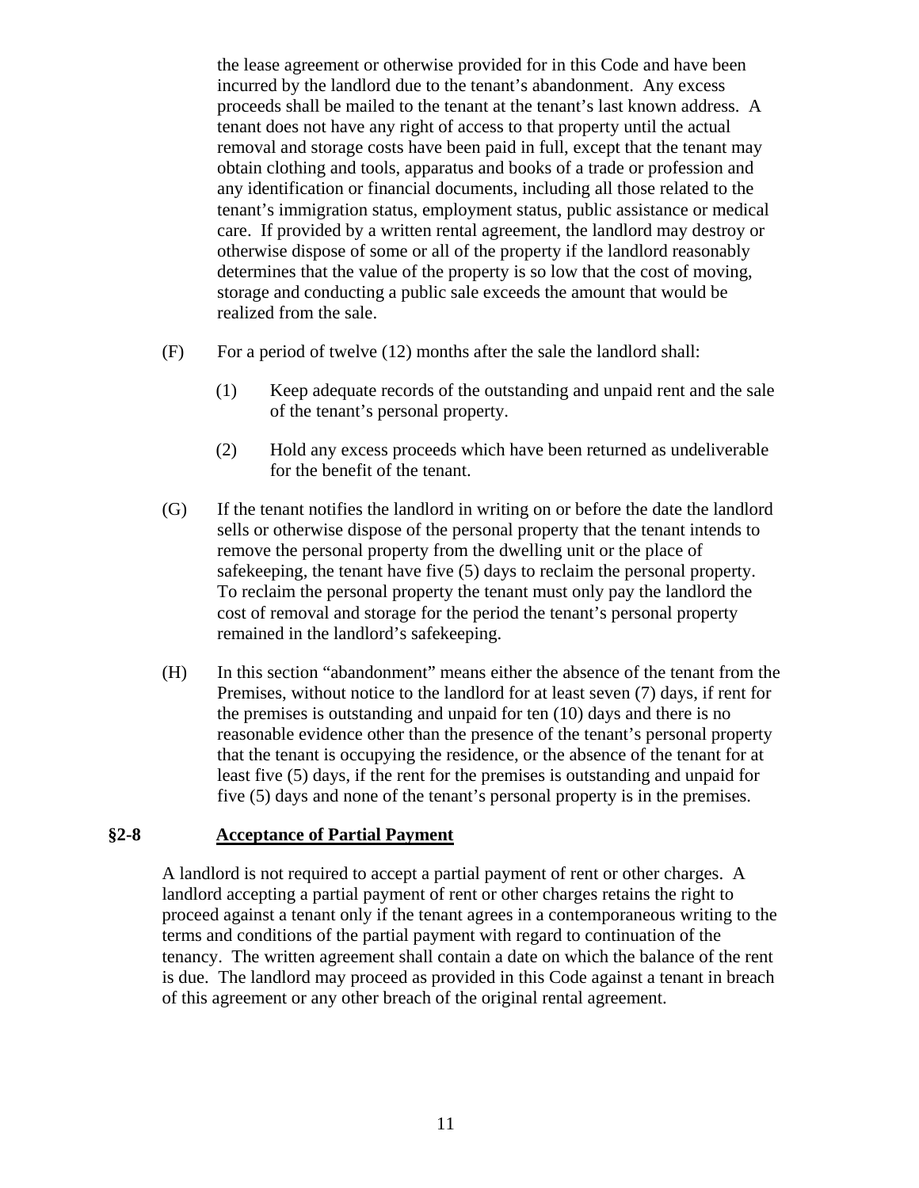the lease agreement or otherwise provided for in this Code and have been incurred by the landlord due to the tenant's abandonment. Any excess proceeds shall be mailed to the tenant at the tenant's last known address. A tenant does not have any right of access to that property until the actual removal and storage costs have been paid in full, except that the tenant may obtain clothing and tools, apparatus and books of a trade or profession and any identification or financial documents, including all those related to the tenant's immigration status, employment status, public assistance or medical care. If provided by a written rental agreement, the landlord may destroy or otherwise dispose of some or all of the property if the landlord reasonably determines that the value of the property is so low that the cost of moving, storage and conducting a public sale exceeds the amount that would be realized from the sale.

(F) For a period of twelve (12) months after the sale the landlord shall:

(1) Keep adequate records of the outstanding and unpaid rent and the sale of the tenant's personal property.

(2) Hold any excess proceeds which have been returned as undeliverable for the benefit of the tenant.

(G) If the tenant notifies the landlord in writing on or before the date the landlord sells or otherwise dispose of the personal property that the tenant intends to remove the personal property from the dwelling unit or the place of safekeeping, the tenant have five (5) days to reclaim the personal property. To reclaim the personal property the tenant must only pay the landlord the cost of removal and storage for the period the tenant's personal property remained in the landlord's safekeeping.

(H) In this section "abandonment" means either the absence of the tenant from the Premises, without notice to the landlord for at least seven (7) days, if rent for the premises is outstanding and unpaid for ten (10) days and there is no reasonable evidence other than the presence of the tenant's personal property that the tenant is occupying the residence, or the absence of the tenant for at least five (5) days, if the rent for the premises is outstanding and unpaid for five (5) days and none of the tenant's personal property is in the premises.

### §2-8 Acceptance of Partial Payment

A landlord is not required to accept a partial payment of rent or other charges. A landlord accepting a partial payment of rent or other charges retains the right to proceed against a tenant only if the tenant agrees in a contemporaneous writing to the terms and conditions of the partial payment with regard to continuation of the tenancy. The written agreement shall contain a date on which the balance of the rent is due. The landlord may proceed as provided in this Code against a tenant in breach of this agreement or any other breach of the original rental agreement.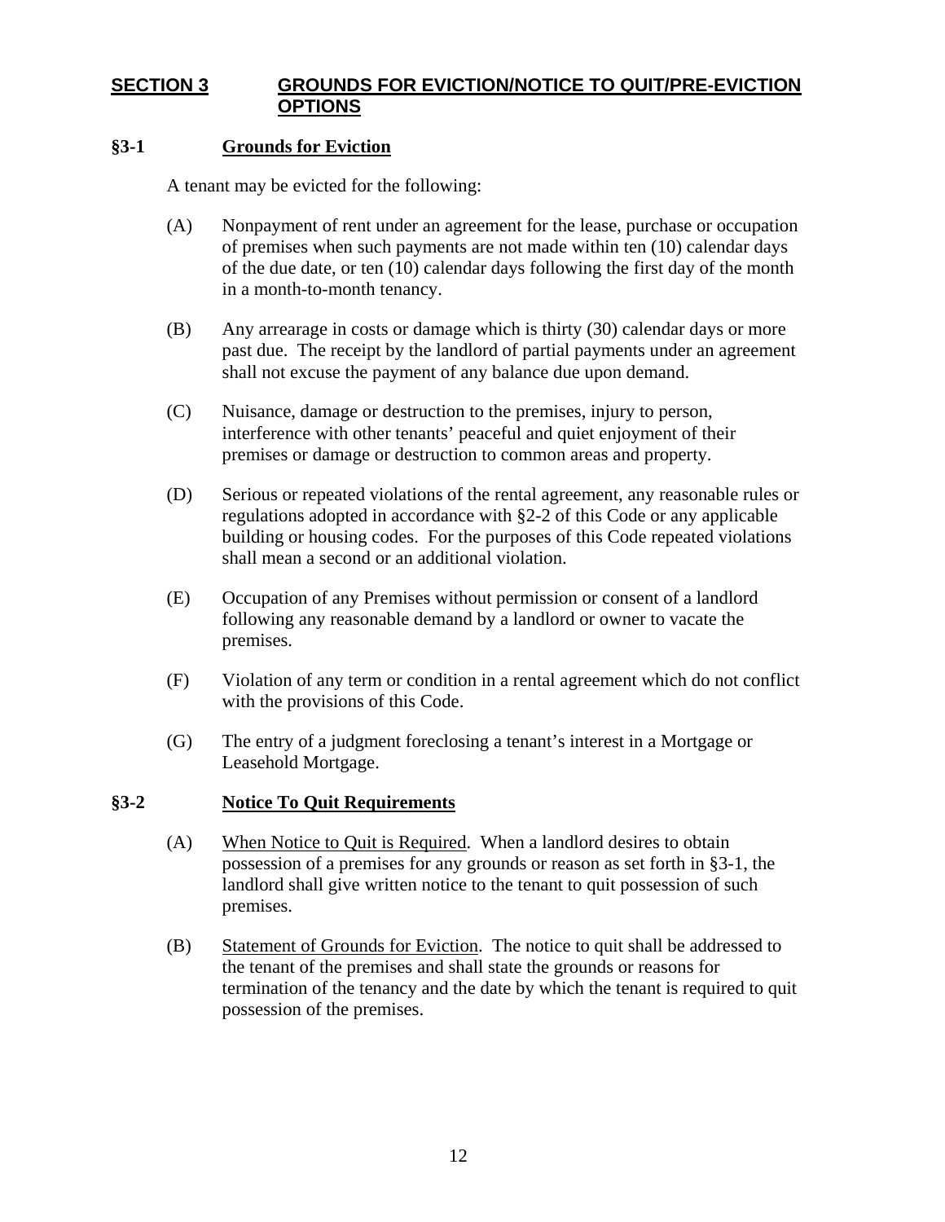## SECTION 3 GROUNDS FOR EVICTION/NOTICE TO QUIT/PRE-EVICTION OPTIONS

### §3-1 Grounds for Eviction

A tenant may be evicted for the following:

(A) Nonpayment of rent under an agreement for the lease, purchase or occupation of premises when such payments are not made within ten (10) calendar days of the due date, or ten (10) calendar days following the first day of the month in a month-to-month tenancy.

(B) Any arrearage in costs or damage which is thirty (30) calendar days or more past due. The receipt by the landlord of partial payments under an agreement shall not excuse the payment of any balance due upon demand.

(C) Nuisance, damage or destruction to the premises, injury to person, interference with other tenants' peaceful and quiet enjoyment of their premises or damage or destruction to common areas and property.

(D) Serious or repeated violations of the rental agreement, any reasonable rules or regulations adopted in accordance with §2-2 of this Code or any applicable building or housing codes. For the purposes of this Code repeated violations shall mean a second or an additional violation.

(E) Occupation of any Premises without permission or consent of a landlord following any reasonable demand by a landlord or owner to vacate the premises.

(F) Violation of any term or condition in a rental agreement which do not conflict with the provisions of this Code.

(G) The entry of a judgment foreclosing a tenant's interest in a Mortgage or Leasehold Mortgage.

### §3-2 Notice To Quit Requirements

(A) When Notice to Quit is Required. When a landlord desires to obtain possession of a premises for any grounds or reason as set forth in §3-1, the landlord shall give written notice to the tenant to quit possession of such premises.

(B) Statement of Grounds for Eviction. The notice to quit shall be addressed to the tenant of the premises and shall state the grounds or reasons for termination of the tenancy and the date by which the tenant is required to quit possession of the premises.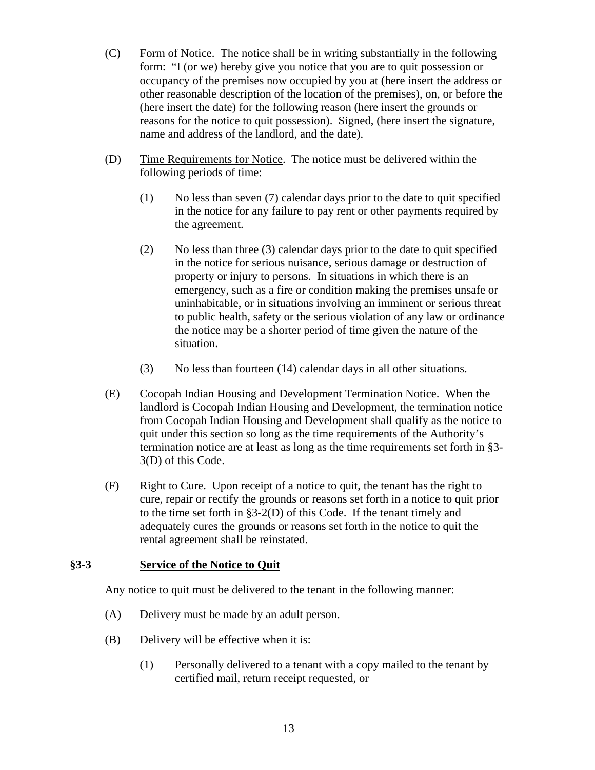(C) Form of Notice. The notice shall be in writing substantially in the following form: "I (or we) hereby give you notice that you are to quit possession or occupancy of the premises now occupied by you at (here insert the address or other reasonable description of the location of the premises), on, or before the (here insert the date) for the following reason (here insert the grounds or reasons for the notice to quit possession). Signed, (here insert the signature, name and address of the landlord, and the date).

(D) Time Requirements for Notice. The notice must be delivered within the following periods of time:

(1) No less than seven (7) calendar days prior to the date to quit specified in the notice for any failure to pay rent or other payments required by the agreement.

(2) No less than three (3) calendar days prior to the date to quit specified in the notice for serious nuisance, serious damage or destruction of property or injury to persons. In situations in which there is an emergency, such as a fire or condition making the premises unsafe or uninhabitable, or in situations involving an imminent or serious threat to public health, safety or the serious violation of any law or ordinance the notice may be a shorter period of time given the nature of the situation.

(3) No less than fourteen (14) calendar days in all other situations.

(E) Cocopah Indian Housing and Development Termination Notice. When the landlord is Cocopah Indian Housing and Development, the termination notice from Cocopah Indian Housing and Development shall qualify as the notice to quit under this section so long as the time requirements of the Authority's termination notice are at least as long as the time requirements set forth in §3-3(D) of this Code.

(F) Right to Cure. Upon receipt of a notice to quit, the tenant has the right to cure, repair or rectify the grounds or reasons set forth in a notice to quit prior to the time set forth in §3-2(D) of this Code. If the tenant timely and adequately cures the grounds or reasons set forth in the notice to quit the rental agreement shall be reinstated.

### §3-3 Service of the Notice to Quit

Any notice to quit must be delivered to the tenant in the following manner:

(A) Delivery must be made by an adult person.

(B) Delivery will be effective when it is:

(1) Personally delivered to a tenant with a copy mailed to the tenant by certified mail, return receipt requested, or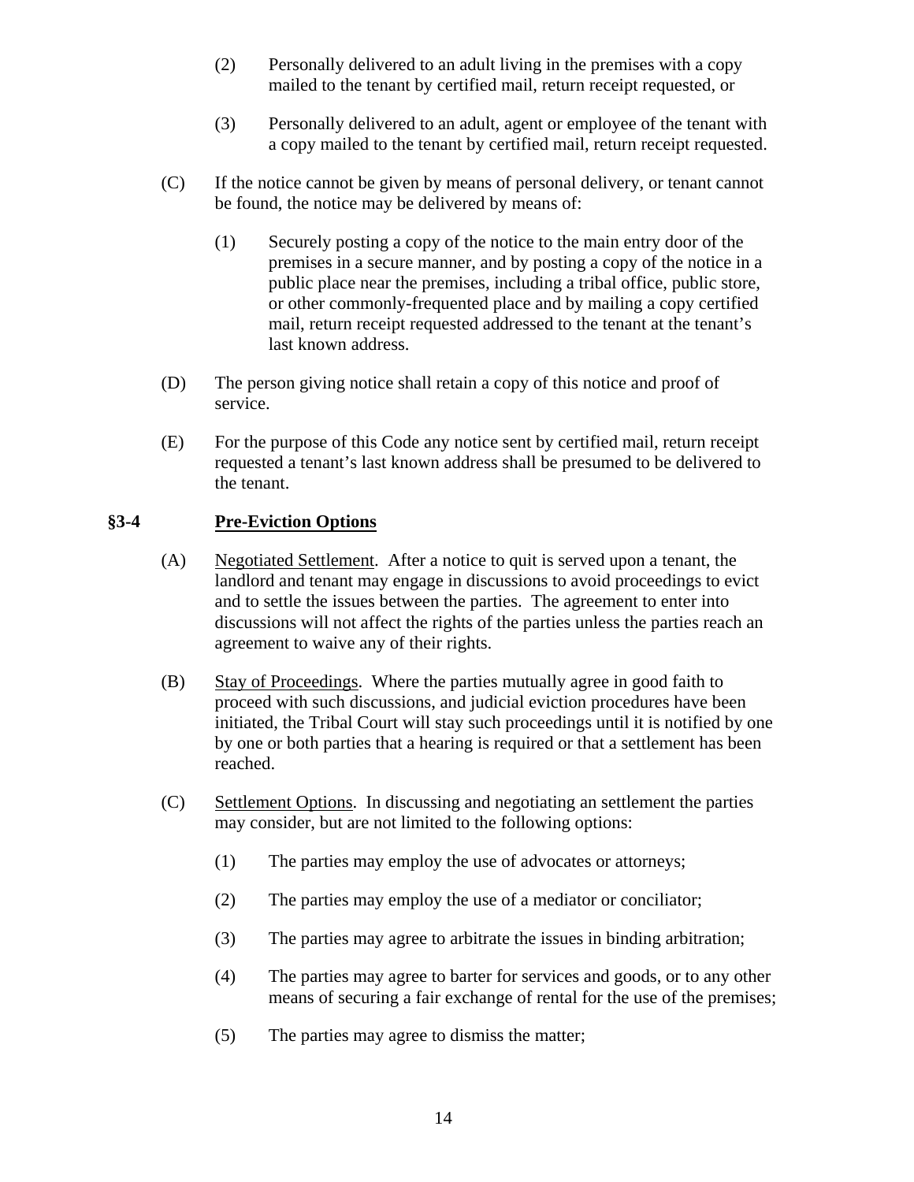(2) Personally delivered to an adult living in the premises with a copy mailed to the tenant by certified mail, return receipt requested, or

(3) Personally delivered to an adult, agent or employee of the tenant with a copy mailed to the tenant by certified mail, return receipt requested.

(C) If the notice cannot be given by means of personal delivery, or tenant cannot be found, the notice may be delivered by means of:

(1) Securely posting a copy of the notice to the main entry door of the premises in a secure manner, and by posting a copy of the notice in a public place near the premises, including a tribal office, public store, or other commonly-frequented place and by mailing a copy certified mail, return receipt requested addressed to the tenant at the tenant's last known address.

(D) The person giving notice shall retain a copy of this notice and proof of service.

(E) For the purpose of this Code any notice sent by certified mail, return receipt requested a tenant's last known address shall be presumed to be delivered to the tenant.

## §3-4 Pre-Eviction Options

(A) Negotiated Settlement. After a notice to quit is served upon a tenant, the landlord and tenant may engage in discussions to avoid proceedings to evict and to settle the issues between the parties. The agreement to enter into discussions will not affect the rights of the parties unless the parties reach an agreement to waive any of their rights.

(B) Stay of Proceedings. Where the parties mutually agree in good faith to proceed with such discussions, and judicial eviction procedures have been initiated, the Tribal Court will stay such proceedings until it is notified by one by one or both parties that a hearing is required or that a settlement has been reached.

(C) Settlement Options. In discussing and negotiating an settlement the parties may consider, but are not limited to the following options:

(1) The parties may employ the use of advocates or attorneys;

(2) The parties may employ the use of a mediator or conciliator;

(3) The parties may agree to arbitrate the issues in binding arbitration;

(4) The parties may agree to barter for services and goods, or to any other means of securing a fair exchange of rental for the use of the premises;

(5) The parties may agree to dismiss the matter;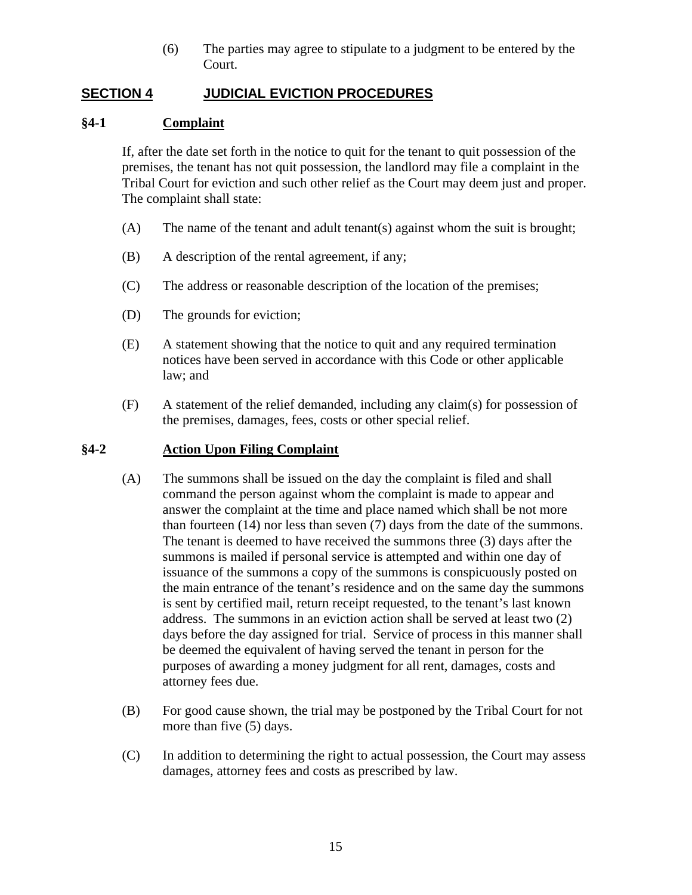(6) The parties may agree to stipulate to a judgment to be entered by the Court.

## SECTION 4 JUDICIAL EVICTION PROCEDURES

### §4-1 Complaint

If, after the date set forth in the notice to quit for the tenant to quit possession of the premises, the tenant has not quit possession, the landlord may file a complaint in the Tribal Court for eviction and such other relief as the Court may deem just and proper. The complaint shall state:

(A) The name of the tenant and adult tenant(s) against whom the suit is brought;

(B) A description of the rental agreement, if any;

(C) The address or reasonable description of the location of the premises;

(D) The grounds for eviction;

(E) A statement showing that the notice to quit and any required termination notices have been served in accordance with this Code or other applicable law; and

(F) A statement of the relief demanded, including any claim(s) for possession of the premises, damages, fees, costs or other special relief.

### §4-2 Action Upon Filing Complaint

(A) The summons shall be issued on the day the complaint is filed and shall command the person against whom the complaint is made to appear and answer the complaint at the time and place named which shall be not more than fourteen (14) nor less than seven (7) days from the date of the summons. The tenant is deemed to have received the summons three (3) days after the summons is mailed if personal service is attempted and within one day of issuance of the summons a copy of the summons is conspicuously posted on the main entrance of the tenant's residence and on the same day the summons is sent by certified mail, return receipt requested, to the tenant's last known address. The summons in an eviction action shall be served at least two (2) days before the day assigned for trial. Service of process in this manner shall be deemed the equivalent of having served the tenant in person for the purposes of awarding a money judgment for all rent, damages, costs and attorney fees due.

(B) For good cause shown, the trial may be postponed by the Tribal Court for not more than five (5) days.

(C) In addition to determining the right to actual possession, the Court may assess damages, attorney fees and costs as prescribed by law.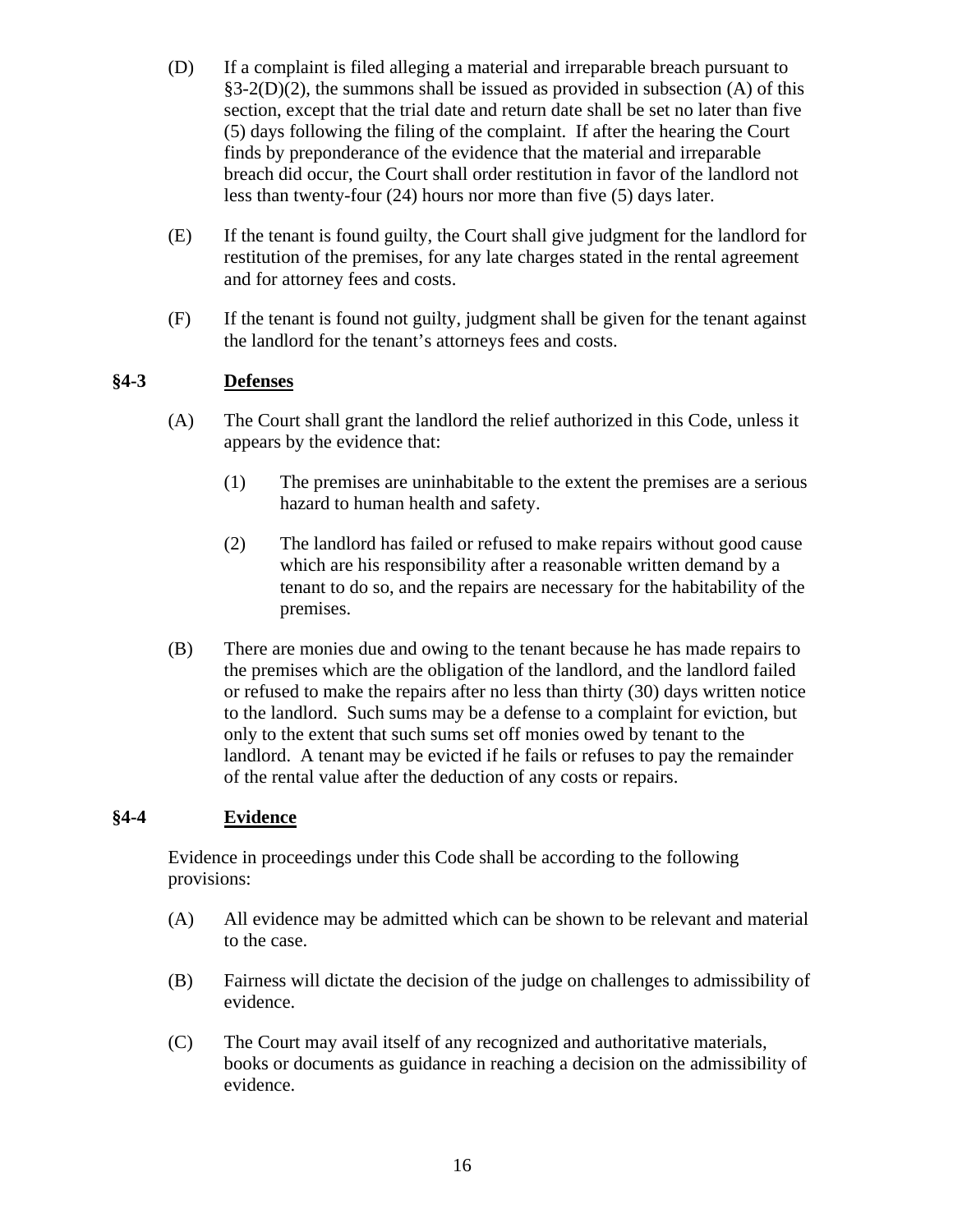(D) If a complaint is filed alleging a material and irreparable breach pursuant to §3-2(D)(2), the summons shall be issued as provided in subsection (A) of this section, except that the trial date and return date shall be set no later than five (5) days following the filing of the complaint. If after the hearing the Court finds by preponderance of the evidence that the material and irreparable breach did occur, the Court shall order restitution in favor of the landlord not less than twenty-four (24) hours nor more than five (5) days later.

(E) If the tenant is found guilty, the Court shall give judgment for the landlord for restitution of the premises, for any late charges stated in the rental agreement and for attorney fees and costs.

(F) If the tenant is found not guilty, judgment shall be given for the tenant against the landlord for the tenant's attorneys fees and costs.

## §4-3 Defenses

(A) The Court shall grant the landlord the relief authorized in this Code, unless it appears by the evidence that:

(1) The premises are uninhabitable to the extent the premises are a serious hazard to human health and safety.

(2) The landlord has failed or refused to make repairs without good cause which are his responsibility after a reasonable written demand by a tenant to do so, and the repairs are necessary for the habitability of the premises.

(B) There are monies due and owing to the tenant because he has made repairs to the premises which are the obligation of the landlord, and the landlord failed or refused to make the repairs after no less than thirty (30) days written notice to the landlord. Such sums may be a defense to a complaint for eviction, but only to the extent that such sums set off monies owed by tenant to the landlord. A tenant may be evicted if he fails or refuses to pay the remainder of the rental value after the deduction of any costs or repairs.

## §4-4 Evidence

Evidence in proceedings under this Code shall be according to the following provisions:

(A) All evidence may be admitted which can be shown to be relevant and material to the case.

(B) Fairness will dictate the decision of the judge on challenges to admissibility of evidence.

(C) The Court may avail itself of any recognized and authoritative materials, books or documents as guidance in reaching a decision on the admissibility of evidence.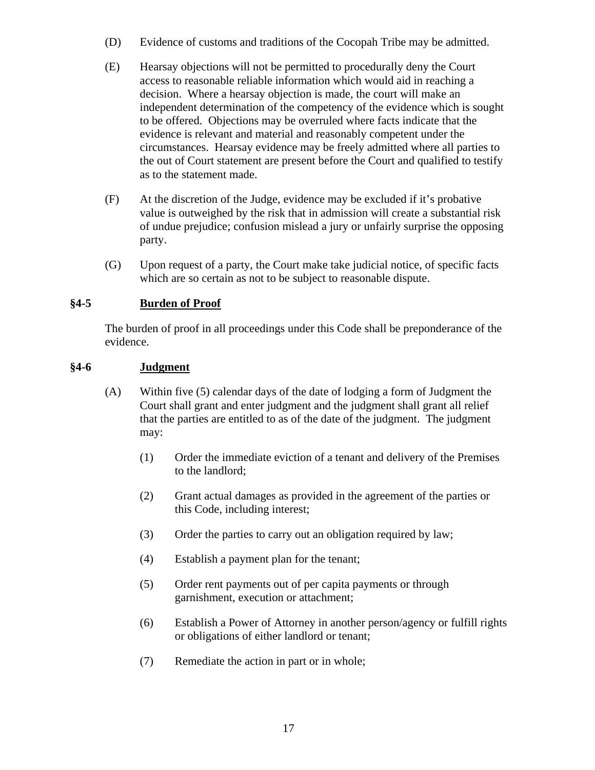(D) Evidence of customs and traditions of the Cocopah Tribe may be admitted.

(E) Hearsay objections will not be permitted to procedurally deny the Court access to reasonable reliable information which would aid in reaching a decision. Where a hearsay objection is made, the court will make an independent determination of the competency of the evidence which is sought to be offered. Objections may be overruled where facts indicate that the evidence is relevant and material and reasonably competent under the circumstances. Hearsay evidence may be freely admitted where all parties to the out of Court statement are present before the Court and qualified to testify as to the statement made.

(F) At the discretion of the Judge, evidence may be excluded if it's probative value is outweighed by the risk that in admission will create a substantial risk of undue prejudice; confusion mislead a jury or unfairly surprise the opposing party.

(G) Upon request of a party, the Court make take judicial notice, of specific facts which are so certain as not to be subject to reasonable dispute.

### §4-5 Burden of Proof

The burden of proof in all proceedings under this Code shall be preponderance of the evidence.

### §4-6 Judgment

(A) Within five (5) calendar days of the date of lodging a form of Judgment the Court shall grant and enter judgment and the judgment shall grant all relief that the parties are entitled to as of the date of the judgment. The judgment may:

(1) Order the immediate eviction of a tenant and delivery of the Premises to the landlord;

(2) Grant actual damages as provided in the agreement of the parties or this Code, including interest;

(3) Order the parties to carry out an obligation required by law;

(4) Establish a payment plan for the tenant;

(5) Order rent payments out of per capita payments or through garnishment, execution or attachment;

(6) Establish a Power of Attorney in another person/agency or fulfill rights or obligations of either landlord or tenant;

(7) Remediate the action in part or in whole;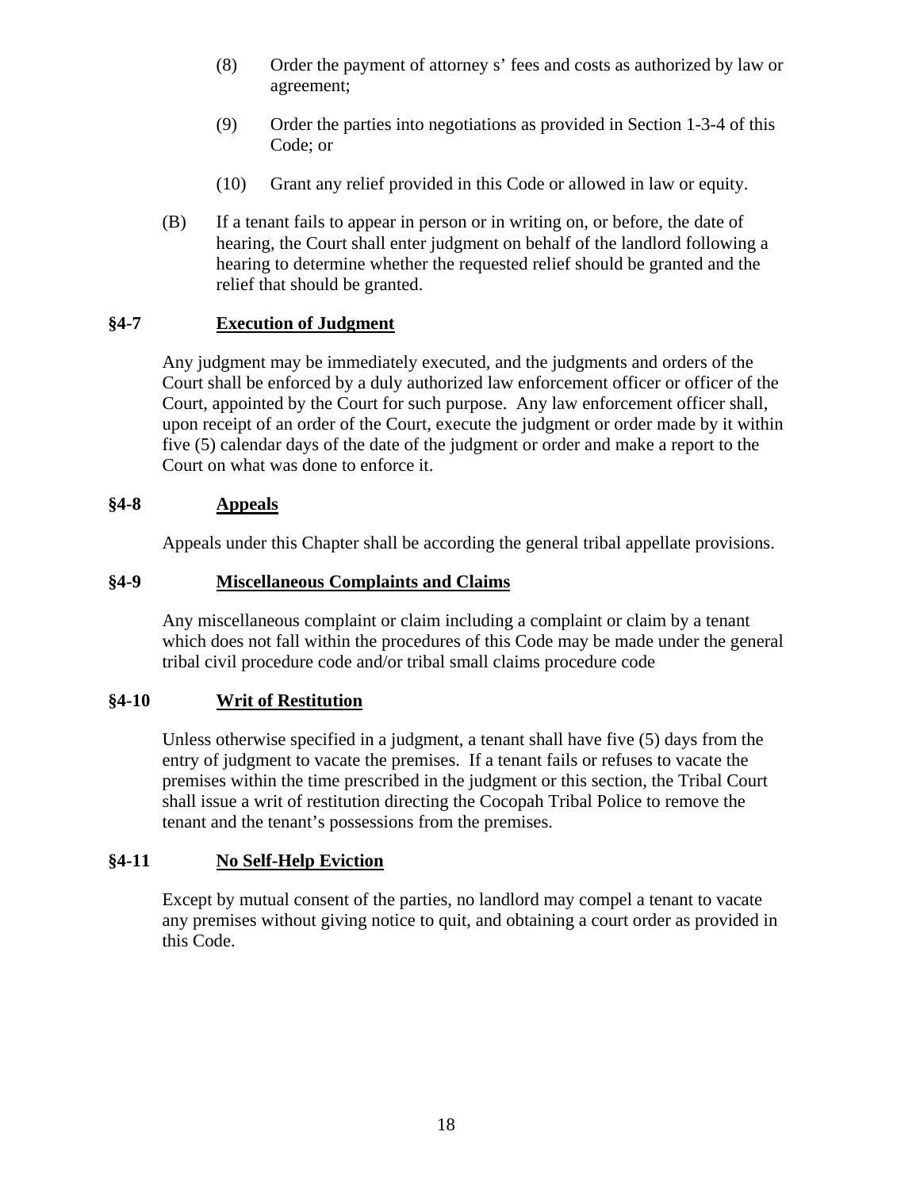(8) Order the payment of attorney s' fees and costs as authorized by law or agreement;

(9) Order the parties into negotiations as provided in Section 1-3-4 of this Code; or

(10) Grant any relief provided in this Code or allowed in law or equity.

(B) If a tenant fails to appear in person or in writing on, or before, the date of hearing, the Court shall enter judgment on behalf of the landlord following a hearing to determine whether the requested relief should be granted and the relief that should be granted.

## §4-7 <u>Execution of Judgment</u>

Any judgment may be immediately executed, and the judgments and orders of the Court shall be enforced by a duly authorized law enforcement officer or officer of the Court, appointed by the Court for such purpose. Any law enforcement officer shall, upon receipt of an order of the Court, execute the judgment or order made by it within five (5) calendar days of the date of the judgment or order and make a report to the Court on what was done to enforce it.

## §4-8 <u>Appeals</u>

Appeals under this Chapter shall be according the general tribal appellate provisions.

## §4-9 <u>Miscellaneous Complaints and Claims</u>

Any miscellaneous complaint or claim including a complaint or claim by a tenant which does not fall within the procedures of this Code may be made under the general tribal civil procedure code and/or tribal small claims procedure code

## §4-10 <u>Writ of Restitution</u>

Unless otherwise specified in a judgment, a tenant shall have five (5) days from the entry of judgment to vacate the premises. If a tenant fails or refuses to vacate the premises within the time prescribed in the judgment or this section, the Tribal Court shall issue a writ of restitution directing the Cocopah Tribal Police to remove the tenant and the tenant's possessions from the premises.

## §4-11 <u>No Self-Help Eviction</u>

Except by mutual consent of the parties, no landlord may compel a tenant to vacate any premises without giving notice to quit, and obtaining a court order as provided in this Code.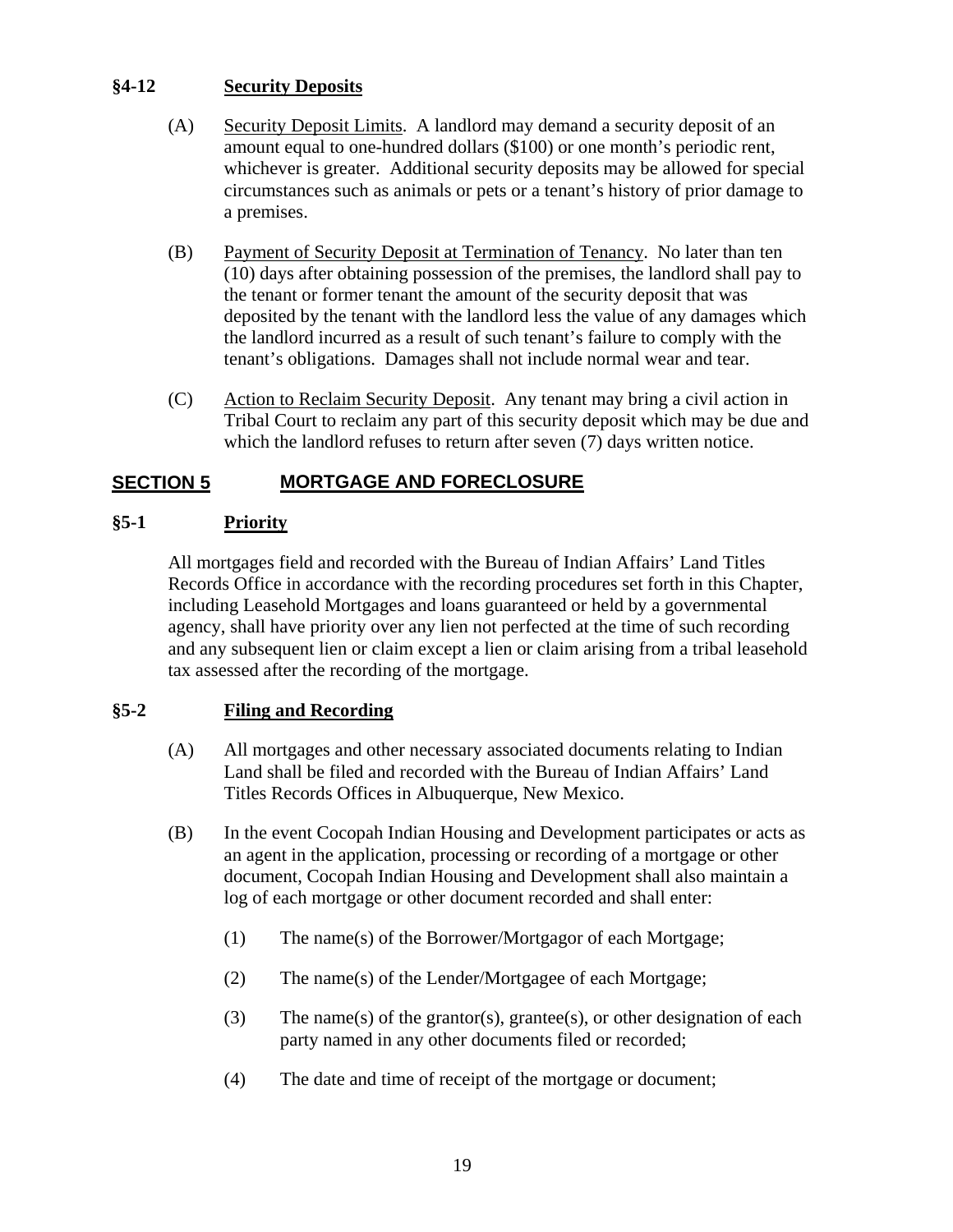### §4-12 **Security Deposits**

(A) Security Deposit Limits. A landlord may demand a security deposit of an amount equal to one-hundred dollars ($100) or one month's periodic rent, whichever is greater. Additional security deposits may be allowed for special circumstances such as animals or pets or a tenant's history of prior damage to a premises.

(B) Payment of Security Deposit at Termination of Tenancy. No later than ten (10) days after obtaining possession of the premises, the landlord shall pay to the tenant or former tenant the amount of the security deposit that was deposited by the tenant with the landlord less the value of any damages which the landlord incurred as a result of such tenant's failure to comply with the tenant's obligations. Damages shall not include normal wear and tear.

(C) Action to Reclaim Security Deposit. Any tenant may bring a civil action in Tribal Court to reclaim any part of this security deposit which may be due and which the landlord refuses to return after seven (7) days written notice.

## SECTION 5 MORTGAGE AND FORECLOSURE

### §5-1 **Priority**

All mortgages field and recorded with the Bureau of Indian Affairs' Land Titles Records Office in accordance with the recording procedures set forth in this Chapter, including Leasehold Mortgages and loans guaranteed or held by a governmental agency, shall have priority over any lien not perfected at the time of such recording and any subsequent lien or claim except a lien or claim arising from a tribal leasehold tax assessed after the recording of the mortgage.

### §5-2 **Filing and Recording**

(A) All mortgages and other necessary associated documents relating to Indian Land shall be filed and recorded with the Bureau of Indian Affairs' Land Titles Records Offices in Albuquerque, New Mexico.

(B) In the event Cocopah Indian Housing and Development participates or acts as an agent in the application, processing or recording of a mortgage or other document, Cocopah Indian Housing and Development shall also maintain a log of each mortgage or other document recorded and shall enter:

(1) The name(s) of the Borrower/Mortgagor of each Mortgage;

(2) The name(s) of the Lender/Mortgagee of each Mortgage;

(3) The name(s) of the grantor(s), grantee(s), or other designation of each party named in any other documents filed or recorded;

(4) The date and time of receipt of the mortgage or document;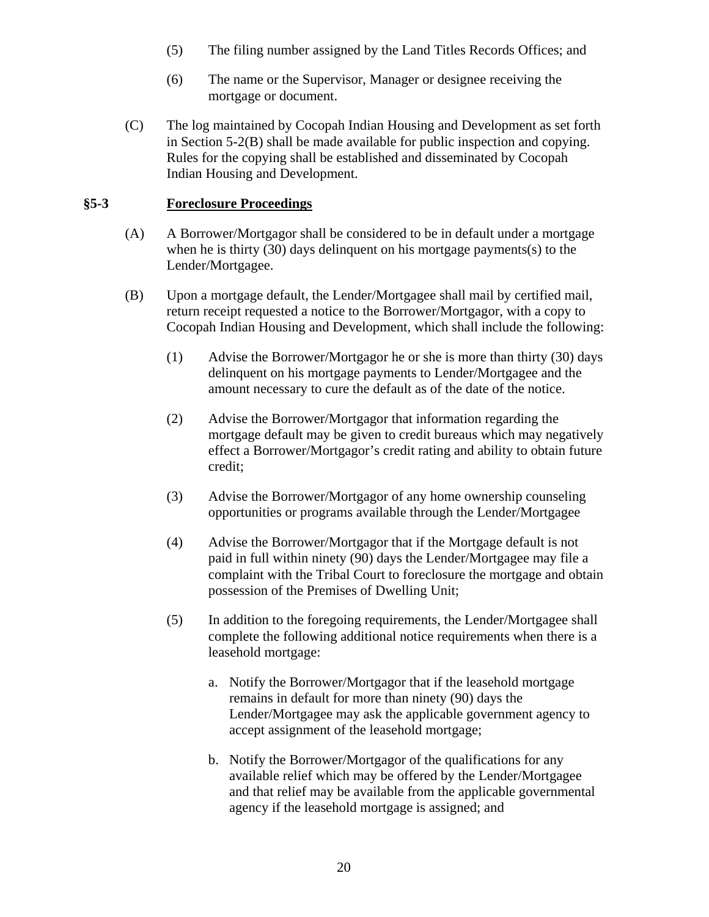(5) The filing number assigned by the Land Titles Records Offices; and

(6) The name or the Supervisor, Manager or designee receiving the mortgage or document.

(C) The log maintained by Cocopah Indian Housing and Development as set forth in Section 5-2(B) shall be made available for public inspection and copying. Rules for the copying shall be established and disseminated by Cocopah Indian Housing and Development.

## §5-3 <u>Foreclosure Proceedings</u>

(A) A Borrower/Mortgagor shall be considered to be in default under a mortgage when he is thirty (30) days delinquent on his mortgage payments(s) to the Lender/Mortgagee.

(B) Upon a mortgage default, the Lender/Mortgagee shall mail by certified mail, return receipt requested a notice to the Borrower/Mortgagor, with a copy to Cocopah Indian Housing and Development, which shall include the following:

(1) Advise the Borrower/Mortgagor he or she is more than thirty (30) days delinquent on his mortgage payments to Lender/Mortgagee and the amount necessary to cure the default as of the date of the notice.

(2) Advise the Borrower/Mortgagor that information regarding the mortgage default may be given to credit bureaus which may negatively effect a Borrower/Mortgagor's credit rating and ability to obtain future credit;

(3) Advise the Borrower/Mortgagor of any home ownership counseling opportunities or programs available through the Lender/Mortgagee

(4) Advise the Borrower/Mortgagor that if the Mortgage default is not paid in full within ninety (90) days the Lender/Mortgagee may file a complaint with the Tribal Court to foreclosure the mortgage and obtain possession of the Premises of Dwelling Unit;

(5) In addition to the foregoing requirements, the Lender/Mortgagee shall complete the following additional notice requirements when there is a leasehold mortgage:

a. Notify the Borrower/Mortgagor that if the leasehold mortgage remains in default for more than ninety (90) days the Lender/Mortgagee may ask the applicable government agency to accept assignment of the leasehold mortgage;

b. Notify the Borrower/Mortgagor of the qualifications for any available relief which may be offered by the Lender/Mortgagee and that relief may be available from the applicable governmental agency if the leasehold mortgage is assigned; and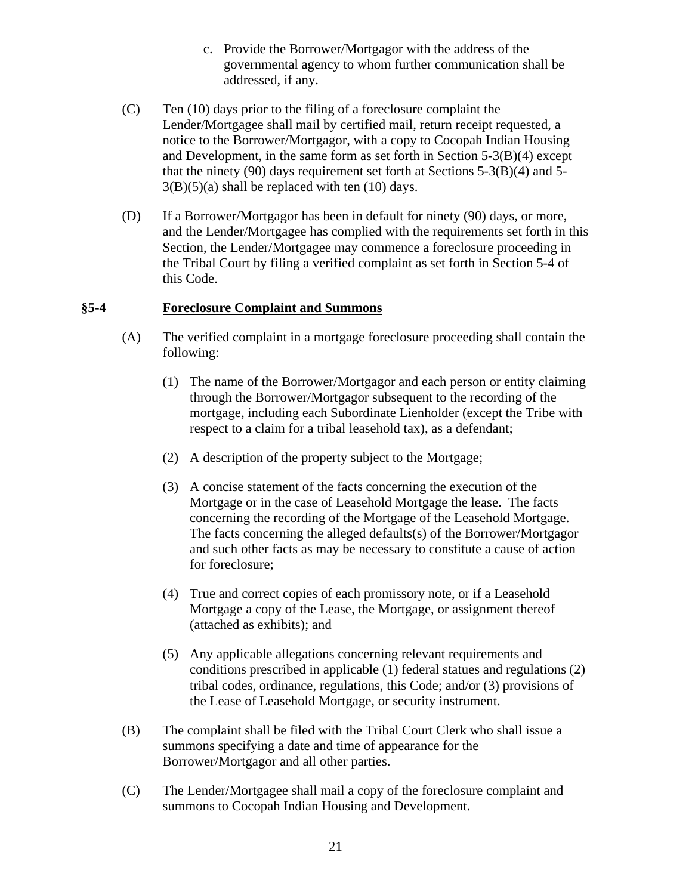c. Provide the Borrower/Mortgagor with the address of the governmental agency to whom further communication shall be addressed, if any.

(C) Ten (10) days prior to the filing of a foreclosure complaint the Lender/Mortgagee shall mail by certified mail, return receipt requested, a notice to the Borrower/Mortgagor, with a copy to Cocopah Indian Housing and Development, in the same form as set forth in Section 5-3(B)(4) except that the ninety (90) days requirement set forth at Sections 5-3(B)(4) and 5-3(B)(5)(a) shall be replaced with ten (10) days.

(D) If a Borrower/Mortgagor has been in default for ninety (90) days, or more, and the Lender/Mortgagee has complied with the requirements set forth in this Section, the Lender/Mortgagee may commence a foreclosure proceeding in the Tribal Court by filing a verified complaint as set forth in Section 5-4 of this Code.

### §5-4 **Foreclosure Complaint and Summons**

(A) The verified complaint in a mortgage foreclosure proceeding shall contain the following:

(1) The name of the Borrower/Mortgagor and each person or entity claiming through the Borrower/Mortgagor subsequent to the recording of the mortgage, including each Subordinate Lienholder (except the Tribe with respect to a claim for a tribal leasehold tax), as a defendant;

(2) A description of the property subject to the Mortgage;

(3) A concise statement of the facts concerning the execution of the Mortgage or in the case of Leasehold Mortgage the lease. The facts concerning the recording of the Mortgage of the Leasehold Mortgage. The facts concerning the alleged defaults(s) of the Borrower/Mortgagor and such other facts as may be necessary to constitute a cause of action for foreclosure;

(4) True and correct copies of each promissory note, or if a Leasehold Mortgage a copy of the Lease, the Mortgage, or assignment thereof (attached as exhibits); and

(5) Any applicable allegations concerning relevant requirements and conditions prescribed in applicable (1) federal statues and regulations (2) tribal codes, ordinance, regulations, this Code; and/or (3) provisions of the Lease of Leasehold Mortgage, or security instrument.

(B) The complaint shall be filed with the Tribal Court Clerk who shall issue a summons specifying a date and time of appearance for the Borrower/Mortgagor and all other parties.

(C) The Lender/Mortgagee shall mail a copy of the foreclosure complaint and summons to Cocopah Indian Housing and Development.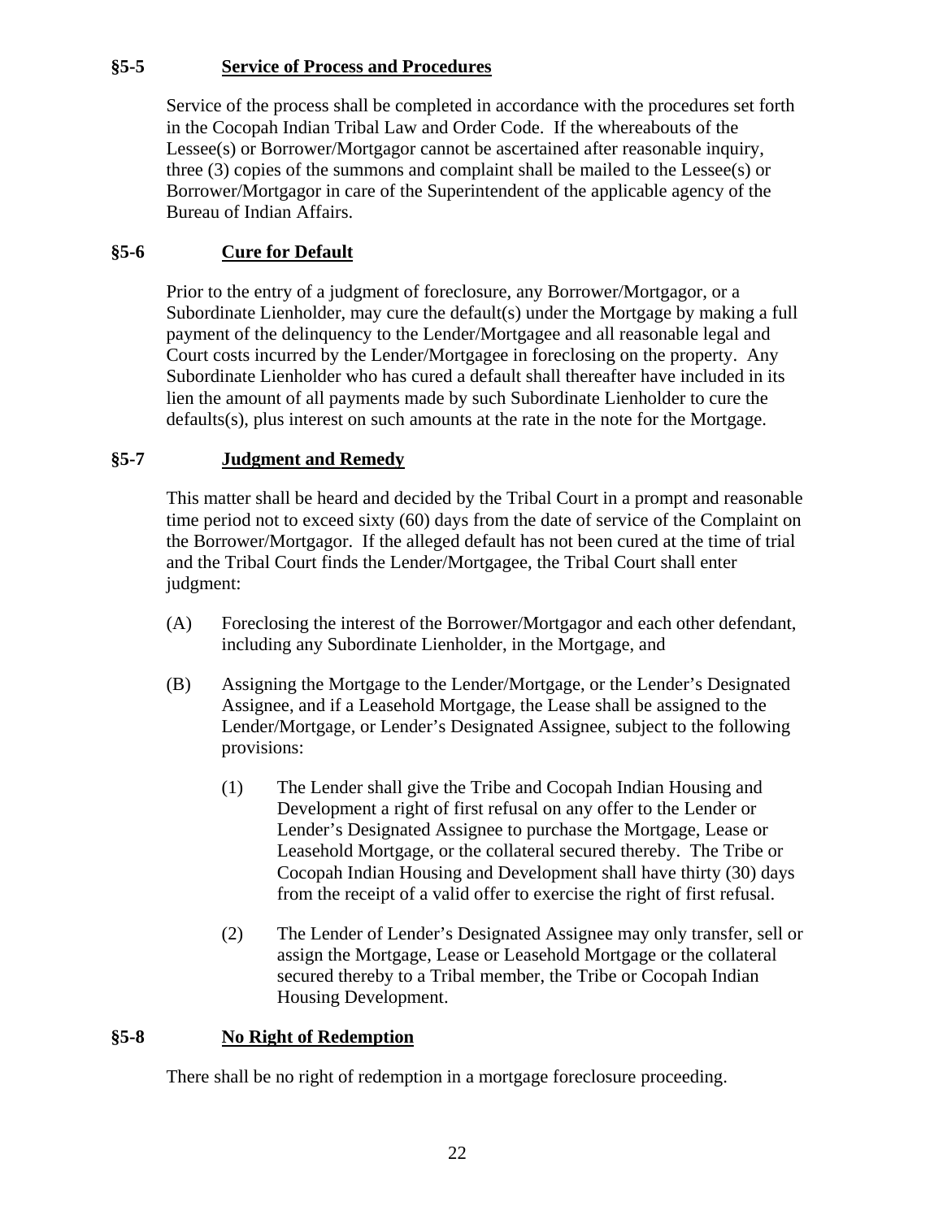### §5-5 Service of Process and Procedures

Service of the process shall be completed in accordance with the procedures set forth in the Cocopah Indian Tribal Law and Order Code. If the whereabouts of the Lessee(s) or Borrower/Mortgagor cannot be ascertained after reasonable inquiry, three (3) copies of the summons and complaint shall be mailed to the Lessee(s) or Borrower/Mortgagor in care of the Superintendent of the applicable agency of the Bureau of Indian Affairs.

### §5-6 Cure for Default

Prior to the entry of a judgment of foreclosure, any Borrower/Mortgagor, or a Subordinate Lienholder, may cure the default(s) under the Mortgage by making a full payment of the delinquency to the Lender/Mortgagee and all reasonable legal and Court costs incurred by the Lender/Mortgagee in foreclosing on the property. Any Subordinate Lienholder who has cured a default shall thereafter have included in its lien the amount of all payments made by such Subordinate Lienholder to cure the defaults(s), plus interest on such amounts at the rate in the note for the Mortgage.

### §5-7 Judgment and Remedy

This matter shall be heard and decided by the Tribal Court in a prompt and reasonable time period not to exceed sixty (60) days from the date of service of the Complaint on the Borrower/Mortgagor. If the alleged default has not been cured at the time of trial and the Tribal Court finds the Lender/Mortgagee, the Tribal Court shall enter judgment:

(A) Foreclosing the interest of the Borrower/Mortgagor and each other defendant, including any Subordinate Lienholder, in the Mortgage, and

(B) Assigning the Mortgage to the Lender/Mortgage, or the Lender's Designated Assignee, and if a Leasehold Mortgage, the Lease shall be assigned to the Lender/Mortgage, or Lender's Designated Assignee, subject to the following provisions:

(1) The Lender shall give the Tribe and Cocopah Indian Housing and Development a right of first refusal on any offer to the Lender or Lender's Designated Assignee to purchase the Mortgage, Lease or Leasehold Mortgage, or the collateral secured thereby. The Tribe or Cocopah Indian Housing and Development shall have thirty (30) days from the receipt of a valid offer to exercise the right of first refusal.

(2) The Lender of Lender's Designated Assignee may only transfer, sell or assign the Mortgage, Lease or Leasehold Mortgage or the collateral secured thereby to a Tribal member, the Tribe or Cocopah Indian Housing Development.

### §5-8 No Right of Redemption

There shall be no right of redemption in a mortgage foreclosure proceeding.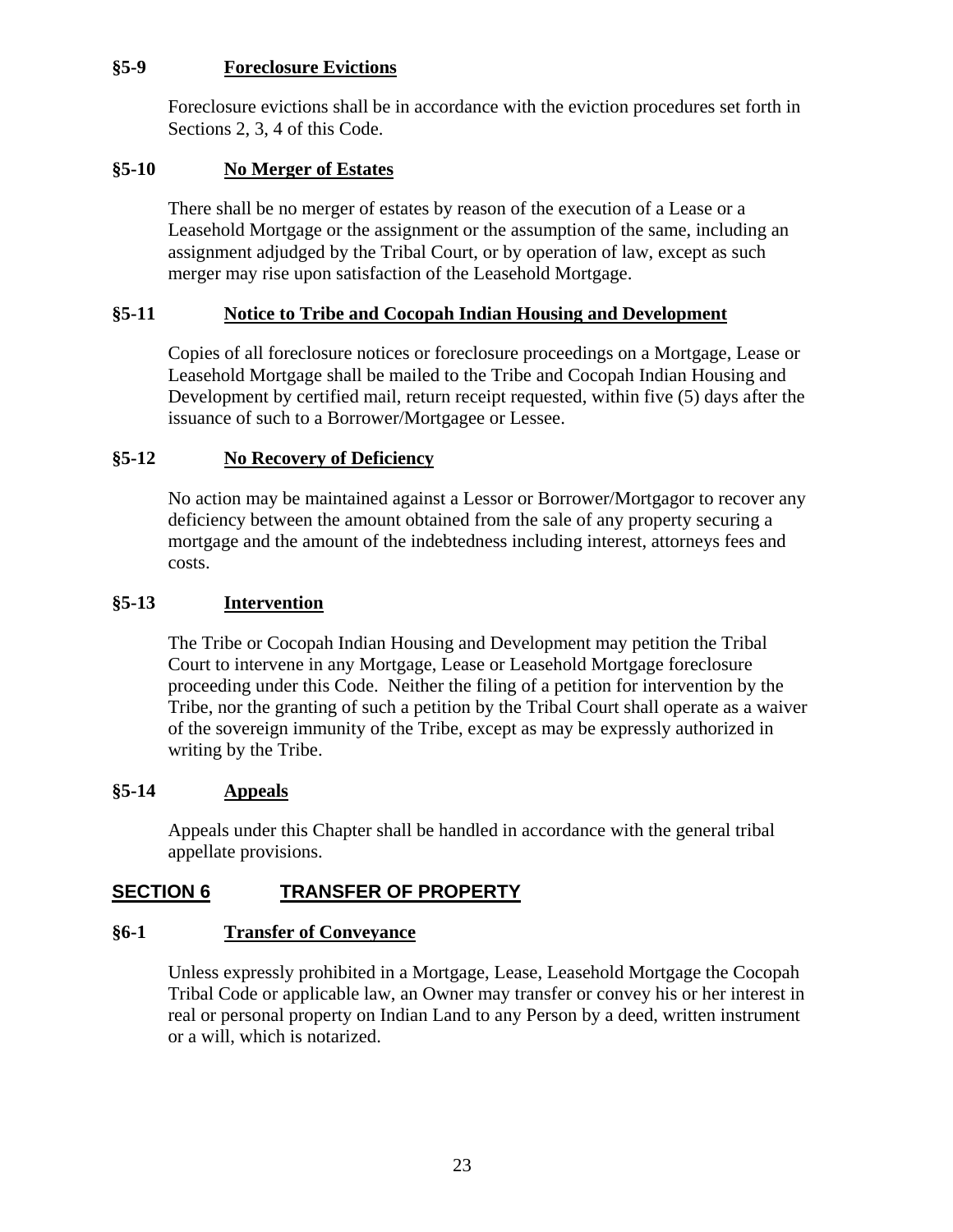### §5-9 Foreclosure Evictions

Foreclosure evictions shall be in accordance with the eviction procedures set forth in Sections 2, 3, 4 of this Code.

### §5-10 No Merger of Estates

There shall be no merger of estates by reason of the execution of a Lease or a Leasehold Mortgage or the assignment or the assumption of the same, including an assignment adjudged by the Tribal Court, or by operation of law, except as such merger may rise upon satisfaction of the Leasehold Mortgage.

### §5-11 Notice to Tribe and Cocopah Indian Housing and Development

Copies of all foreclosure notices or foreclosure proceedings on a Mortgage, Lease or Leasehold Mortgage shall be mailed to the Tribe and Cocopah Indian Housing and Development by certified mail, return receipt requested, within five (5) days after the issuance of such to a Borrower/Mortgagee or Lessee.

### §5-12 No Recovery of Deficiency

No action may be maintained against a Lessor or Borrower/Mortgagor to recover any deficiency between the amount obtained from the sale of any property securing a mortgage and the amount of the indebtedness including interest, attorneys fees and costs.

### §5-13 Intervention

The Tribe or Cocopah Indian Housing and Development may petition the Tribal Court to intervene in any Mortgage, Lease or Leasehold Mortgage foreclosure proceeding under this Code. Neither the filing of a petition for intervention by the Tribe, nor the granting of such a petition by the Tribal Court shall operate as a waiver of the sovereign immunity of the Tribe, except as may be expressly authorized in writing by the Tribe.

### §5-14 Appeals

Appeals under this Chapter shall be handled in accordance with the general tribal appellate provisions.

## SECTION 6 TRANSFER OF PROPERTY

### §6-1 Transfer of Conveyance

Unless expressly prohibited in a Mortgage, Lease, Leasehold Mortgage the Cocopah Tribal Code or applicable law, an Owner may transfer or convey his or her interest in real or personal property on Indian Land to any Person by a deed, written instrument or a will, which is notarized.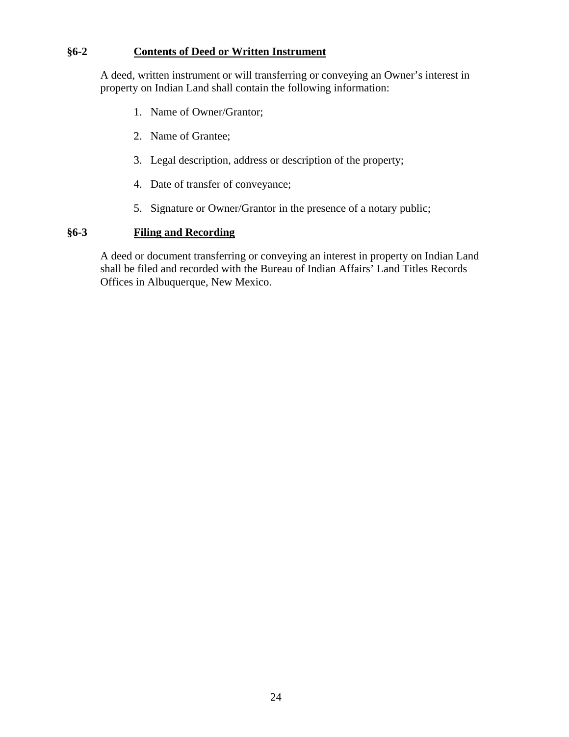### §6-2 Contents of Deed or Written Instrument

A deed, written instrument or will transferring or conveying an Owner's interest in property on Indian Land shall contain the following information:

1. Name of Owner/Grantor;
2. Name of Grantee;
3. Legal description, address or description of the property;
4. Date of transfer of conveyance;
5. Signature or Owner/Grantor in the presence of a notary public;

### §6-3 Filing and Recording

A deed or document transferring or conveying an interest in property on Indian Land shall be filed and recorded with the Bureau of Indian Affairs' Land Titles Records Offices in Albuquerque, New Mexico.